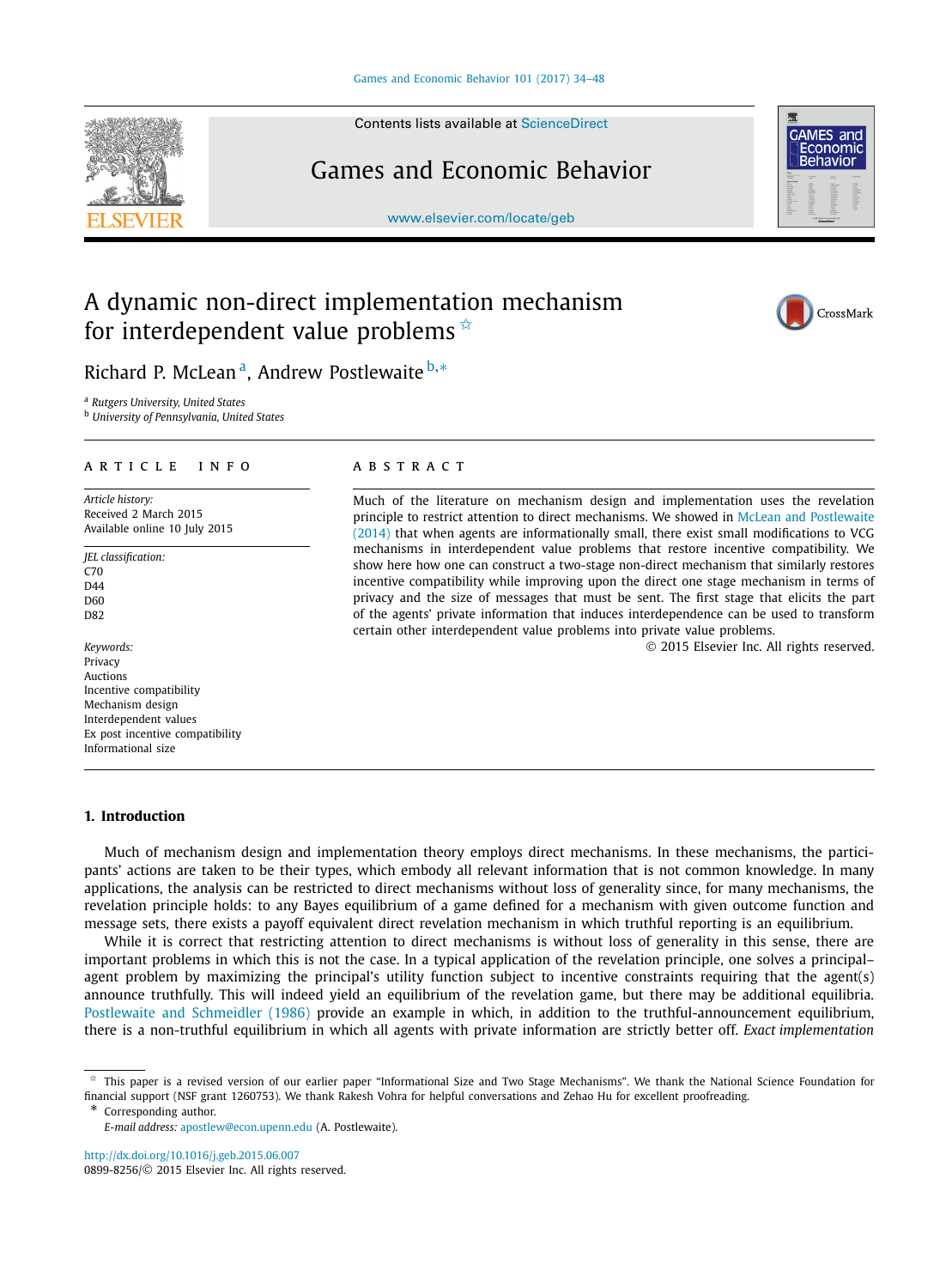# A dynamic non-direct implementation mechanism for interdependent value problems ☆

Richard P. McLean [a], Andrew Postlewaite [b,*]

[a] Rutgers University, United States
[b] University of Pennsylvania, United States

## ARTICLE INFO

*Article history:*
Received 2 March 2015
Available online 10 July 2015

*JEL classification:*
C70
D44
D60
D82

*Keywords:*
Privacy
Auctions
Incentive compatibility
Mechanism design
Interdependent values
Ex post incentive compatibility
Informational size

## ABSTRACT

Much of the literature on mechanism design and implementation uses the revelation principle to restrict attention to direct mechanisms. We showed in McLean and Postlewaite (2014) that when agents are informationally small, there exist small modifications to VCG mechanisms in interdependent value problems that restore incentive compatibility. We show here how one can construct a two-stage non-direct mechanism that similarly restores incentive compatibility while improving upon the direct one stage mechanism in terms of privacy and the size of messages that must be sent. The first stage that elicits the part of the agents' private information that induces interdependence can be used to transform certain other interdependent value problems into private value problems.

© 2015 Elsevier Inc. All rights reserved.

## 1. Introduction

Much of mechanism design and implementation theory employs direct mechanisms. In these mechanisms, the participants' actions are taken to be their types, which embody all relevant information that is not common knowledge. In many applications, the analysis can be restricted to direct mechanisms without loss of generality since, for many mechanisms, the revelation principle holds: to any Bayes equilibrium of a game defined for a mechanism with given outcome function and message sets, there exists a payoff equivalent direct revelation mechanism in which truthful reporting is an equilibrium.

While it is correct that restricting attention to direct mechanisms is without loss of generality in this sense, there are important problems in which this is not the case. In a typical application of the revelation principle, one solves a principal–agent problem by maximizing the principal's utility function subject to incentive constraints requiring that the agent(s) announce truthfully. This will indeed yield an equilibrium of the revelation game, but there may be additional equilibria. Postlewaite and Schmeidler (1986) provide an example in which, in addition to the truthful-announcement equilibrium, there is a non-truthful equilibrium in which all agents with private information are strictly better off. *Exact implementation*

☆ This paper is a revised version of our earlier paper "Informational Size and Two Stage Mechanisms". We thank the National Science Foundation for financial support (NSF grant 1260753). We thank Rakesh Vohra for helpful conversations and Zehao Hu for excellent proofreading.

\* Corresponding author.
*E-mail address:* apostlew@econ.upenn.edu (A. Postlewaite).

http://dx.doi.org/10.1016/j.geb.2015.06.007
0899-8256/© 2015 Elsevier Inc. All rights reserved.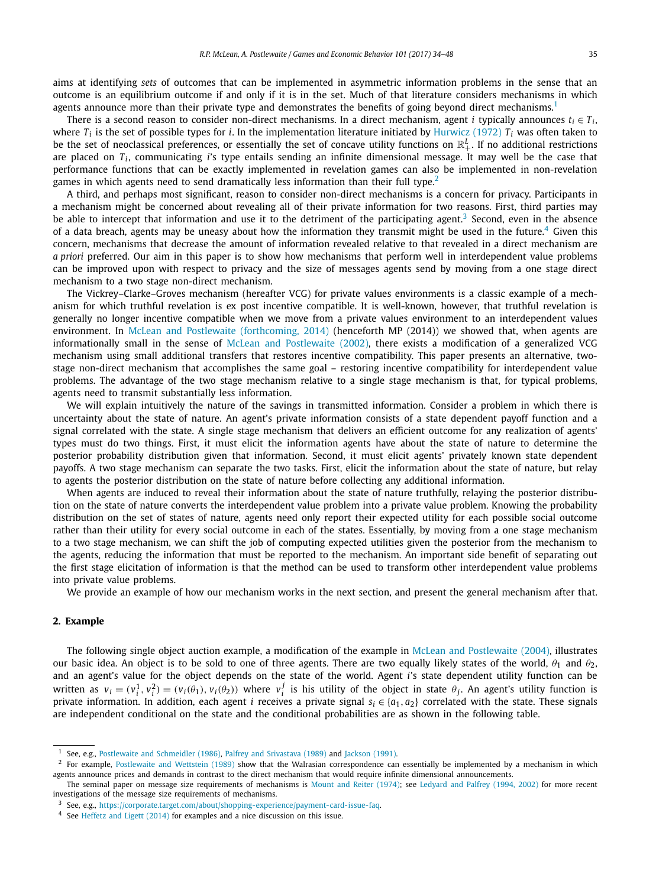aims at identifying *sets* of outcomes that can be implemented in asymmetric information problems in the sense that an outcome is an equilibrium outcome if and only if it is in the set. Much of that literature considers mechanisms in which agents announce more than their private type and demonstrates the benefits of going beyond direct mechanisms.[1]

There is a second reason to consider non-direct mechanisms. In a direct mechanism, agent $i$ typically announces $t_i \in T_i$, where $T_i$ is the set of possible types for $i$. In the implementation literature initiated by Hurwicz (1972) $T_i$ was often taken to be the set of neoclassical preferences, or essentially the set of concave utility functions on $\mathbb{R}^L_+$. If no additional restrictions are placed on $T_i$, communicating $i$'s type entails sending an infinite dimensional message. It may well be the case that performance functions that can be exactly implemented in revelation games can also be implemented in non-revelation games in which agents need to send dramatically less information than their full type.[2]

A third, and perhaps most significant, reason to consider non-direct mechanisms is a concern for privacy. Participants in a mechanism might be concerned about revealing all of their private information for two reasons. First, third parties may be able to intercept that information and use it to the detriment of the participating agent.[3] Second, even in the absence of a data breach, agents may be uneasy about how the information they transmit might be used in the future.[4] Given this concern, mechanisms that decrease the amount of information revealed relative to that revealed in a direct mechanism are *a priori* preferred. Our aim in this paper is to show how mechanisms that perform well in interdependent value problems can be improved upon with respect to privacy and the size of messages agents send by moving from a one stage direct mechanism to a two stage non-direct mechanism.

The Vickrey–Clarke–Groves mechanism (hereafter VCG) for private values environments is a classic example of a mechanism for which truthful revelation is ex post incentive compatible. It is well-known, however, that truthful revelation is generally no longer incentive compatible when we move from a private values environment to an interdependent values environment. In McLean and Postlewaite (forthcoming, 2014) (henceforth MP (2014)) we showed that, when agents are informationally small in the sense of McLean and Postlewaite (2002), there exists a modification of a generalized VCG mechanism using small additional transfers that restores incentive compatibility. This paper presents an alternative, two-stage non-direct mechanism that accomplishes the same goal – restoring incentive compatibility for interdependent value problems. The advantage of the two stage mechanism relative to a single stage mechanism is that, for typical problems, agents need to transmit substantially less information.

We will explain intuitively the nature of the savings in transmitted information. Consider a problem in which there is uncertainty about the state of nature. An agent's private information consists of a state dependent payoff function and a signal correlated with the state. A single stage mechanism that delivers an efficient outcome for any realization of agents' types must do two things. First, it must elicit the information agents have about the state of nature to determine the posterior probability distribution given that information. Second, it must elicit agents' privately known state dependent payoffs. A two stage mechanism can separate the two tasks. First, elicit the information about the state of nature, but relay to agents the posterior distribution on the state of nature before collecting any additional information.

When agents are induced to reveal their information about the state of nature truthfully, relaying the posterior distribution on the state of nature converts the interdependent value problem into a private value problem. Knowing the probability distribution on the set of states of nature, agents need only report their expected utility for each possible social outcome rather than their utility for every social outcome in each of the states. Essentially, by moving from a one stage mechanism to a two stage mechanism, we can shift the job of computing expected utilities given the posterior from the mechanism to the agents, reducing the information that must be reported to the mechanism. An important side benefit of separating out the first stage elicitation of information is that the method can be used to transform other interdependent value problems into private value problems.

We provide an example of how our mechanism works in the next section, and present the general mechanism after that.

## 2. Example

The following single object auction example, a modification of the example in McLean and Postlewaite (2004), illustrates our basic idea. An object is to be sold to one of three agents. There are two equally likely states of the world, $\theta_1$ and $\theta_2$, and an agent's value for the object depends on the state of the world. Agent $i$'s state dependent utility function can be written as $v_i = (v_i^1, v_i^2) = (v_i(\theta_1), v_i(\theta_2))$ where $v_i^j$ is his utility of the object in state $\theta_j$. An agent's utility function is private information. In addition, each agent $i$ receives a private signal $s_i \in \{a_1, a_2\}$ correlated with the state. These signals are independent conditional on the state and the conditional probabilities are as shown in the following table.

---

[1] See, e.g., Postlewaite and Schmeidler (1986), Palfrey and Srivastava (1989) and Jackson (1991).

[2] For example, Postlewaite and Wettstein (1989) show that the Walrasian correspondence can essentially be implemented by a mechanism in which agents announce prices and demands in contrast to the direct mechanism that would require infinite dimensional announcements.

The seminal paper on message size requirements of mechanisms is Mount and Reiter (1974); see Ledyard and Palfrey (1994, 2002) for more recent investigations of the message size requirements of mechanisms.

[3] See, e.g., https://corporate.target.com/about/shopping-experience/payment-card-issue-faq.

[4] See Heffetz and Ligett (2014) for examples and a nice discussion on this issue.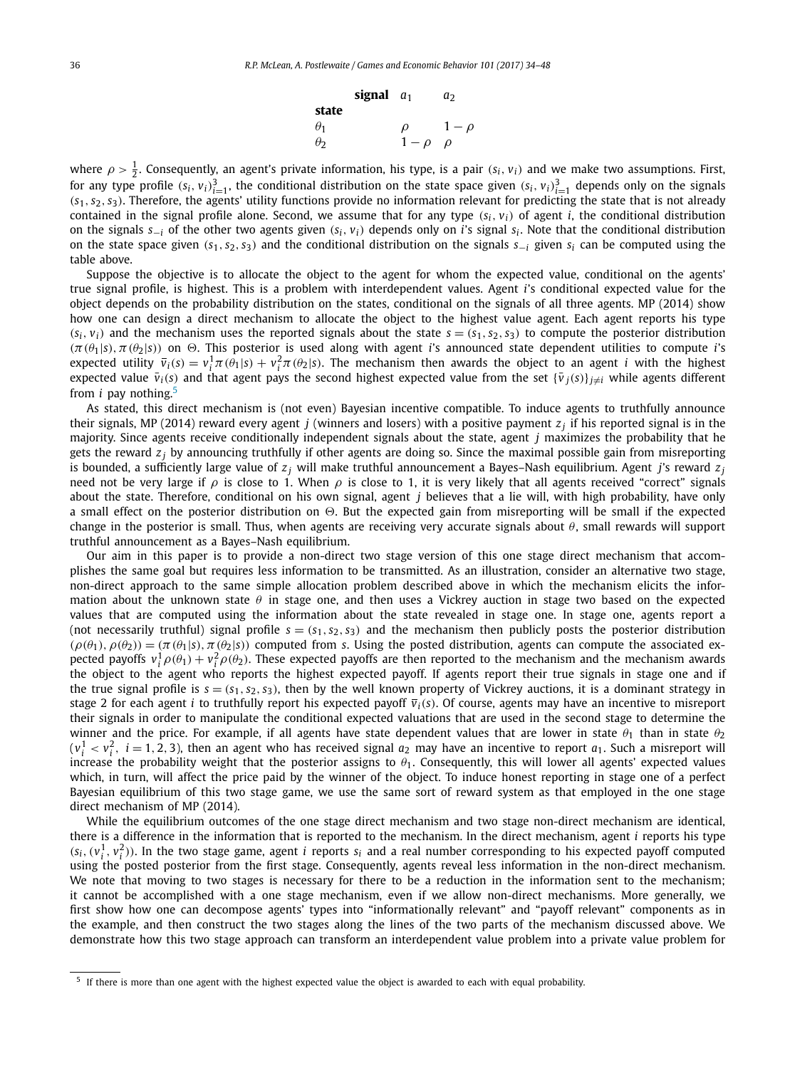| state \ signal | $a_1$ | $a_2$ |
|---|---|---|
| $\theta_1$ | $\rho$ | $1-\rho$ |
| $\theta_2$ | $1-\rho$ | $\rho$ |

where $\rho > \frac{1}{2}$. Consequently, an agent's private information, his type, is a pair $(s_i, v_i)$ and we make two assumptions. First, for any type profile $(s_i, v_i)_{i=1}^3$, the conditional distribution on the state space given $(s_i, v_i)_{i=1}^3$ depends only on the signals $(s_1, s_2, s_3)$. Therefore, the agents' utility functions provide no information relevant for predicting the state that is not already contained in the signal profile alone. Second, we assume that for any type $(s_i, v_i)$ of agent $i$, the conditional distribution on the signals $s_{-i}$ of the other two agents given $(s_i, v_i)$ depends only on $i$'s signal $s_i$. Note that the conditional distribution on the state space given $(s_1, s_2, s_3)$ and the conditional distribution on the signals $s_{-i}$ given $s_i$ can be computed using the table above.

Suppose the objective is to allocate the object to the agent for whom the expected value, conditional on the agents' true signal profile, is highest. This is a problem with interdependent values. Agent $i$'s conditional expected value for the object depends on the probability distribution on the states, conditional on the signals of all three agents. MP (2014) show how one can design a direct mechanism to allocate the object to the highest value agent. Each agent reports his type $(s_i, v_i)$ and the mechanism uses the reported signals about the state $s = (s_1, s_2, s_3)$ to compute the posterior distribution $(\pi(\theta_1|s), \pi(\theta_2|s))$ on $\Theta$. This posterior is used along with agent $i$'s announced state dependent utilities to compute $i$'s expected utility $\bar{v}_i(s) = v_i^1 \pi(\theta_1|s) + v_i^2 \pi(\theta_2|s)$. The mechanism then awards the object to an agent $i$ with the highest expected value $\bar{v}_i(s)$ and that agent pays the second highest expected value from the set $\{\bar{v}_j(s)\}_{j \neq i}$ while agents different from $i$ pay nothing.[5]

As stated, this direct mechanism is (not even) Bayesian incentive compatible. To induce agents to truthfully announce their signals, MP (2014) reward every agent $j$ (winners and losers) with a positive payment $z_j$ if his reported signal is in the majority. Since agents receive conditionally independent signals about the state, agent $j$ maximizes the probability that he gets the reward $z_j$ by announcing truthfully if other agents are doing so. Since the maximal possible gain from misreporting is bounded, a sufficiently large value of $z_j$ will make truthful announcement a Bayes–Nash equilibrium. Agent $j$'s reward $z_j$ need not be very large if $\rho$ is close to 1. When $\rho$ is close to 1, it is very likely that all agents received "correct" signals about the state. Therefore, conditional on his own signal, agent $j$ believes that a lie will, with high probability, have only a small effect on the posterior distribution on $\Theta$. But the expected gain from misreporting will be small if the expected change in the posterior is small. Thus, when agents are receiving very accurate signals about $\theta$, small rewards will support truthful announcement as a Bayes–Nash equilibrium.

Our aim in this paper is to provide a non-direct two stage version of this one stage direct mechanism that accomplishes the same goal but requires less information to be transmitted. As an illustration, consider an alternative two stage, non-direct approach to the same simple allocation problem described above in which the mechanism elicits the information about the unknown state $\theta$ in stage one, and then uses a Vickrey auction in stage two based on the expected values that are computed using the information about the state revealed in stage one. In stage one, agents report a (not necessarily truthful) signal profile $s = (s_1, s_2, s_3)$ and the mechanism then publicly posts the posterior distribution $(\rho(\theta_1), \rho(\theta_2)) = (\pi(\theta_1|s), \pi(\theta_2|s))$ computed from $s$. Using the posted distribution, agents can compute the associated expected payoffs $v_i^1 \rho(\theta_1) + v_i^2 \rho(\theta_2)$. These expected payoffs are then reported to the mechanism and the mechanism awards the object to the agent who reports the highest expected payoff. If agents report their true signals in stage one and if the true signal profile is $s = (s_1, s_2, s_3)$, then by the well known property of Vickrey auctions, it is a dominant strategy in stage 2 for each agent $i$ to truthfully report his expected payoff $\bar{v}_i(s)$. Of course, agents may have an incentive to misreport their signals in order to manipulate the conditional expected valuations that are used in the second stage to determine the winner and the price. For example, if all agents have state dependent values that are lower in state $\theta_1$ than in state $\theta_2$ ($v_i^1 < v_i^2$, $i = 1, 2, 3$), then an agent who has received signal $a_2$ may have an incentive to report $a_1$. Such a misreport will increase the probability weight that the posterior assigns to $\theta_1$. Consequently, this will lower all agents' expected values which, in turn, will affect the price paid by the winner of the object. To induce honest reporting in stage one of a perfect Bayesian equilibrium of this two stage game, we use the same sort of reward system as that employed in the one stage direct mechanism of MP (2014).

While the equilibrium outcomes of the one stage direct mechanism and two stage non-direct mechanism are identical, there is a difference in the information that is reported to the mechanism. In the direct mechanism, agent $i$ reports his type $(s_i, (v_i^1, v_i^2))$. In the two stage game, agent $i$ reports $s_i$ and a real number corresponding to his expected payoff computed using the posted posterior from the first stage. Consequently, agents reveal less information in the non-direct mechanism. We note that moving to two stages is necessary for there to be a reduction in the information sent to the mechanism; it cannot be accomplished with a one stage mechanism, even if we allow non-direct mechanisms. More generally, we first show how one can decompose agents' types into "informationally relevant" and "payoff relevant" components as in the example, and then construct the two stages along the lines of the two parts of the mechanism discussed above. We demonstrate how this two stage approach can transform an interdependent value problem into a private value problem for

[5] If there is more than one agent with the highest expected value the object is awarded to each with equal probability.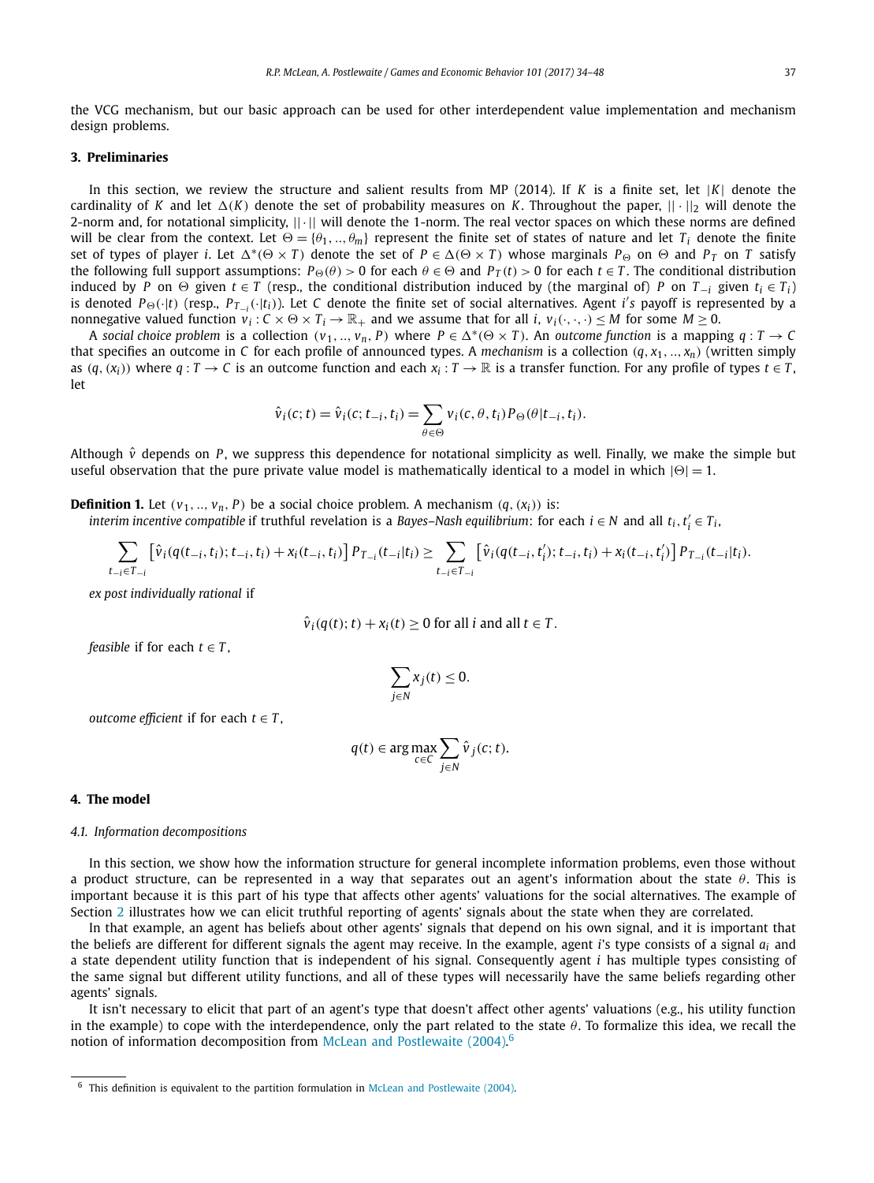the VCG mechanism, but our basic approach can be used for other interdependent value implementation and mechanism design problems.

## 3. Preliminaries

In this section, we review the structure and salient results from MP (2014). If $K$ is a finite set, let $|K|$ denote the cardinality of $K$ and let $\Delta(K)$ denote the set of probability measures on $K$. Throughout the paper, $||\cdot||_2$ will denote the 2-norm and, for notational simplicity, $||\cdot||$ will denote the 1-norm. The real vector spaces on which these norms are defined will be clear from the context. Let $\Theta = \{\theta_1, .., \theta_m\}$ represent the finite set of states of nature and let $T_i$ denote the finite set of types of player $i$. Let $\Delta^*(\Theta \times T)$ denote the set of $P \in \Delta(\Theta \times T)$ whose marginals $P_\Theta$ on $\Theta$ and $P_T$ on $T$ satisfy the following full support assumptions: $P_\Theta(\theta) > 0$ for each $\theta \in \Theta$ and $P_T(t) > 0$ for each $t \in T$. The conditional distribution induced by $P$ on $\Theta$ given $t \in T$ (resp., the conditional distribution induced by (the marginal of) $P$ on $T_{-i}$ given $t_i \in T_i$) is denoted $P_\Theta(\cdot|t)$ (resp., $P_{T_{-i}}(\cdot|t_i)$). Let $C$ denote the finite set of social alternatives. Agent $i's$ payoff is represented by a nonnegative valued function $v_i : C \times \Theta \times T_i \to \mathbb{R}_+$ and we assume that for all $i$, $v_i(\cdot, \cdot, \cdot) \le M$ for some $M \ge 0$.

A *social choice problem* is a collection $(v_1, .., v_n, P)$ where $P \in \Delta^*(\Theta \times T)$. An *outcome function* is a mapping $q : T \to C$ that specifies an outcome in $C$ for each profile of announced types. A *mechanism* is a collection $(q, x_1, .., x_n)$ (written simply as $(q, (x_i))$ where $q : T \to C$ is an outcome function and each $x_i : T \to \mathbb{R}$ is a transfer function. For any profile of types $t \in T$, let

$$\hat{v}_i(c; t) = \hat{v}_i(c; t_{-i}, t_i) = \sum_{\theta \in \Theta} v_i(c, \theta, t_i) P_\Theta(\theta | t_{-i}, t_i).$$

Although $\hat{v}$ depends on $P$, we suppress this dependence for notational simplicity as well. Finally, we make the simple but useful observation that the pure private value model is mathematically identical to a model in which $|\Theta| = 1$.

**Definition 1.** Let $(v_1, .., v_n, P)$ be a social choice problem. A mechanism $(q, (x_i))$ is:

*interim incentive compatible* if truthful revelation is a *Bayes–Nash equilibrium*: for each $i \in N$ and all $t_i, t_i' \in T_i$,

$$\sum_{t_{-i} \in T_{-i}} \left[ \hat{v}_i(q(t_{-i}, t_i); t_{-i}, t_i) + x_i(t_{-i}, t_i) \right] P_{T_{-i}}(t_{-i}|t_i) \ge \sum_{t_{-i} \in T_{-i}} \left[ \hat{v}_i(q(t_{-i}, t_i'); t_{-i}, t_i) + x_i(t_{-i}, t_i') \right] P_{T_{-i}}(t_{-i}|t_i).$$

*ex post individually rational* if

$$\hat{v}_i(q(t); t) + x_i(t) \ge 0 \text{ for all } i \text{ and all } t \in T.$$

*feasible* if for each $t \in T$,

$$\sum_{j \in N} x_j(t) \le 0.$$

*outcome efficient* if for each $t \in T$,

$$q(t) \in \arg\max_{c \in C} \sum_{j \in N} \hat{v}_j(c; t).$$

## 4. The model

### 4.1. Information decompositions

In this section, we show how the information structure for general incomplete information problems, even those without a product structure, can be represented in a way that separates out an agent's information about the state $\theta$. This is important because it is this part of his type that affects other agents' valuations for the social alternatives. The example of Section 2 illustrates how we can elicit truthful reporting of agents' signals about the state when they are correlated.

In that example, an agent has beliefs about other agents' signals that depend on his own signal, and it is important that the beliefs are different for different signals the agent may receive. In the example, agent $i$'s type consists of a signal $a_i$ and a state dependent utility function that is independent of his signal. Consequently agent $i$ has multiple types consisting of the same signal but different utility functions, and all of these types will necessarily have the same beliefs regarding other agents' signals.

It isn't necessary to elicit that part of an agent's type that doesn't affect other agents' valuations (e.g., his utility function in the example) to cope with the interdependence, only the part related to the state $\theta$. To formalize this idea, we recall the notion of information decomposition from McLean and Postlewaite (2004).[6]

[6] This definition is equivalent to the partition formulation in McLean and Postlewaite (2004).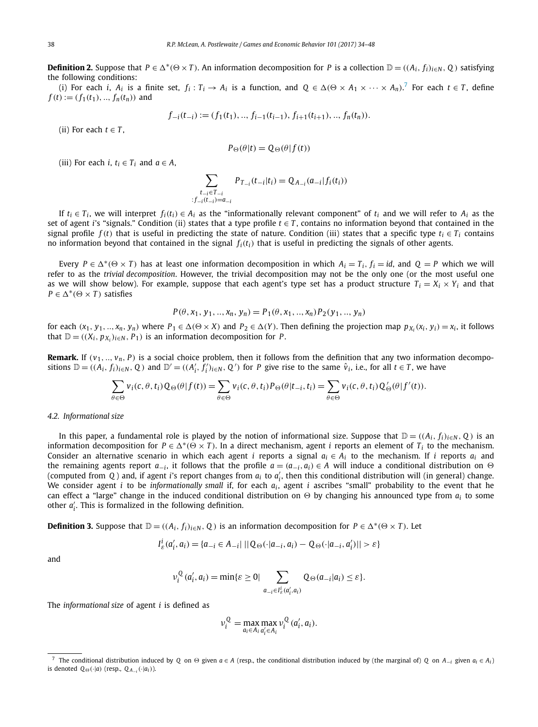**Definition 2.** Suppose that $P \in \Delta^*(\Theta \times T)$. An information decomposition for $P$ is a collection $\mathbb{D} = ((A_i, f_i)_{i\in N}, Q)$ satisfying the following conditions:

(i) For each $i$, $A_i$ is a finite set, $f_i : T_i \to A_i$ is a function, and $Q \in \Delta(\Theta \times A_1 \times \cdots \times A_n)$.[7] For each $t \in T$, define $f(t) := (f_1(t_1), .., f_n(t_n))$ and

$$f_{-i}(t_{-i}) := (f_1(t_1), .., f_{i-1}(t_{i-1}), f_{i+1}(t_{i+1}), .., f_n(t_n)).$$

(ii) For each $t \in T$,

$$P_\Theta(\theta|t) = Q_\Theta(\theta|f(t))$$

(iii) For each $i$, $t_i \in T_i$ and $a \in A$,

$$\sum_{\substack{t_{-i}\in T_{-i} \\ : f_{-i}(t_{-i})=a_{-i}}} P_{T_{-i}}(t_{-i}|t_i) = Q_{A_{-i}}(a_{-i}|f_i(t_i))$$

If $t_i \in T_i$, we will interpret $f_i(t_i) \in A_i$ as the "informationally relevant component" of $t_i$ and we will refer to $A_i$ as the set of agent $i$'s "signals." Condition (ii) states that a type profile $t \in T$, contains no information beyond that contained in the signal profile $f(t)$ that is useful in predicting the state of nature. Condition (iii) states that a specific type $t_i \in T_i$ contains no information beyond that contained in the signal $f_i(t_i)$ that is useful in predicting the signals of other agents.

Every $P \in \Delta^*(\Theta \times T)$ has at least one information decomposition in which $A_i = T_i$, $f_i = id$, and $Q = P$ which we will refer to as the *trivial decomposition*. However, the trivial decomposition may not be the only one (or the most useful one as we will show below). For example, suppose that each agent's type set has a product structure $T_i = X_i \times Y_i$ and that $P \in \Delta^*(\Theta \times T)$ satisfies

$$P(\theta, x_1, y_1, .., x_n, y_n) = P_1(\theta, x_1, .., x_n)P_2(y_1, .., y_n)$$

for each $(x_1, y_1, .., x_n, y_n)$ where $P_1 \in \Delta(\Theta \times X)$ and $P_2 \in \Delta(Y)$. Then defining the projection map $p_{X_i}(x_i, y_i) = x_i$, it follows that $\mathbb{D} = ((X_i, p_{X_i})_{i\in N}, P_1)$ is an information decomposition for $P$.

**Remark.** If $(v_1, .., v_n, P)$ is a social choice problem, then it follows from the definition that any two information decompositions $\mathbb{D} = ((A_i, f_i)_{i\in N}, Q)$ and $\mathbb{D}' = ((A'_i, f'_i)_{i\in N}, Q')$ for $P$ give rise to the same $\hat{v}_i$, i.e., for all $t \in T$, we have

$$\sum_{\theta\in\Theta} v_i(c, \theta, t_i)Q_\Theta(\theta|f(t)) = \sum_{\theta\in\Theta} v_i(c, \theta, t_i)P_\Theta(\theta|t_{-i}, t_i) = \sum_{\theta\in\Theta} v_i(c, \theta, t_i)Q'_\Theta(\theta|f'(t)).$$

## 4.2. Informational size

In this paper, a fundamental role is played by the notion of informational size. Suppose that $\mathbb{D} = ((A_i, f_i)_{i\in N}, Q)$ is an information decomposition for $P \in \Delta^*(\Theta \times T)$. In a direct mechanism, agent $i$ reports an element of $T_i$ to the mechanism. Consider an alternative scenario in which each agent $i$ reports a signal $a_i \in A_i$ to the mechanism. If $i$ reports $a_i$ and the remaining agents report $a_{-i}$, it follows that the profile $a = (a_{-i}, a_i) \in A$ will induce a conditional distribution on $\Theta$ (computed from $Q$) and, if agent $i$'s report changes from $a_i$ to $a'_i$, then this conditional distribution will (in general) change. We consider agent $i$ to be *informationally small* if, for each $a_i$, agent $i$ ascribes "small" probability to the event that he can effect a "large" change in the induced conditional distribution on $\Theta$ by changing his announced type from $a_i$ to some other $a'_i$. This is formalized in the following definition.

**Definition 3.** Suppose that $\mathbb{D} = ((A_i, f_i)_{i\in N}, Q)$ is an information decomposition for $P \in \Delta^*(\Theta \times T)$. Let

$$I^i_\varepsilon(a'_i, a_i) = \{a_{-i} \in A_{-i}| \, ||Q_\Theta(\cdot|a_{-i}, a_i) - Q_\Theta(\cdot|a_{-i}, a'_i)|| > \varepsilon\}$$

and

$$\nu^Q_i(a'_i, a_i) = \min\{\varepsilon \geq 0| \sum_{a_{-i}\in I^i_\varepsilon(a'_i, a_i)} Q_\Theta(a_{-i}|a_i) \leq \varepsilon\}.$$

The *informational size* of agent $i$ is defined as

$$\nu^Q_i = \max_{a_i\in A_i} \max_{a'_i\in A_i} \nu^Q_i(a'_i, a_i).$$

[7] The conditional distribution induced by $Q$ on $\Theta$ given $a \in A$ (resp., the conditional distribution induced by (the marginal of) $Q$ on $A_{-i}$ given $a_i \in A_i$) is denoted $Q_\Theta(\cdot|a)$ (resp., $Q_{A_{-i}}(\cdot|a_i)$).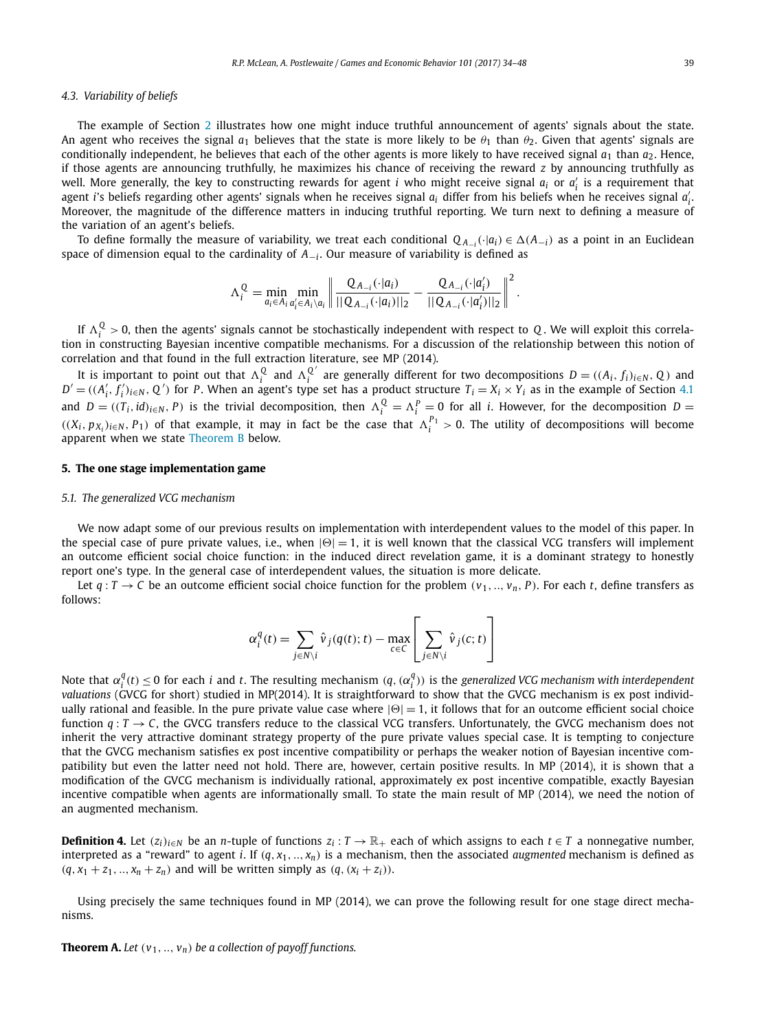### 4.3. Variability of beliefs

The example of Section 2 illustrates how one might induce truthful announcement of agents' signals about the state. An agent who receives the signal $a_1$ believes that the state is more likely to be $\theta_1$ than $\theta_2$. Given that agents' signals are conditionally independent, he believes that each of the other agents is more likely to have received signal $a_1$ than $a_2$. Hence, if those agents are announcing truthfully, he maximizes his chance of receiving the reward $z$ by announcing truthfully as well. More generally, the key to constructing rewards for agent $i$ who might receive signal $a_i$ or $a_i'$ is a requirement that agent $i$'s beliefs regarding other agents' signals when he receives signal $a_i$ differ from his beliefs when he receives signal $a_i'$. Moreover, the magnitude of the difference matters in inducing truthful reporting. We turn next to defining a measure of the variation of an agent's beliefs.

To define formally the measure of variability, we treat each conditional $Q_{A_{-i}}(\cdot|a_i) \in \Delta(A_{-i})$ as a point in an Euclidean space of dimension equal to the cardinality of $A_{-i}$. Our measure of variability is defined as

$$\Lambda_i^Q = \min_{a_i \in A_i} \min_{a_i' \in A_i \setminus a_i} \left\| \frac{Q_{A_{-i}}(\cdot|a_i)}{||Q_{A_{-i}}(\cdot|a_i)||_2} - \frac{Q_{A_{-i}}(\cdot|a_i')}{||Q_{A_{-i}}(\cdot|a_i')||_2} \right\|^2.$$

If $\Lambda_i^Q > 0$, then the agents' signals cannot be stochastically independent with respect to $Q$. We will exploit this correlation in constructing Bayesian incentive compatible mechanisms. For a discussion of the relationship between this notion of correlation and that found in the full extraction literature, see MP (2014).

It is important to point out that $\Lambda_i^Q$ and $\Lambda_i^{Q'}$ are generally different for two decompositions $D = ((A_i, f_i)_{i \in N}, Q)$ and $D' = ((A_i', f_i')_{i \in N}, Q')$ for $P$. When an agent's type set has a product structure $T_i = X_i \times Y_i$ as in the example of Section 4.1 and $D = ((T_i, id)_{i \in N}, P)$ is the trivial decomposition, then $\Lambda_i^Q = \Lambda_i^P = 0$ for all $i$. However, for the decomposition $D = ((X_i, p_{X_i})_{i \in N}, P_1)$ of that example, it may in fact be the case that $\Lambda_i^{P_1} > 0$. The utility of decompositions will become apparent when we state Theorem B below.

## 5. The one stage implementation game

### 5.1. The generalized VCG mechanism

We now adapt some of our previous results on implementation with interdependent values to the model of this paper. In the special case of pure private values, i.e., when $|\Theta| = 1$, it is well known that the classical VCG transfers will implement an outcome efficient social choice function: in the induced direct revelation game, it is a dominant strategy to honestly report one's type. In the general case of interdependent values, the situation is more delicate.

Let $q : T \to C$ be an outcome efficient social choice function for the problem $(v_1, .., v_n, P)$. For each $t$, define transfers as follows:

$$\alpha_i^q(t) = \sum_{j \in N \setminus i} \hat{v}_j(q(t); t) - \max_{c \in C} \left[ \sum_{j \in N \setminus i} \hat{v}_j(c; t) \right]$$

Note that $\alpha_i^q(t) \leq 0$ for each $i$ and $t$. The resulting mechanism $(q, (\alpha_i^q))$ is the *generalized VCG mechanism with interdependent valuations* (GVCG for short) studied in MP(2014). It is straightforward to show that the GVCG mechanism is ex post individually rational and feasible. In the pure private value case where $|\Theta| = 1$, it follows that for an outcome efficient social choice function $q : T \to C$, the GVCG transfers reduce to the classical VCG transfers. Unfortunately, the GVCG mechanism does not inherit the very attractive dominant strategy property of the pure private values special case. It is tempting to conjecture that the GVCG mechanism satisfies ex post incentive compatibility or perhaps the weaker notion of Bayesian incentive compatibility but even the latter need not hold. There are, however, certain positive results. In MP (2014), it is shown that a modification of the GVCG mechanism is individually rational, approximately ex post incentive compatible, exactly Bayesian incentive compatible when agents are informationally small. To state the main result of MP (2014), we need the notion of an augmented mechanism.

**Definition 4.** Let $(z_i)_{i \in N}$ be an $n$-tuple of functions $z_i : T \to \mathbb{R}_+$ each of which assigns to each $t \in T$ a nonnegative number, interpreted as a "reward" to agent $i$. If $(q, x_1, .., x_n)$ is a mechanism, then the associated *augmented* mechanism is defined as $(q, x_1 + z_1, .., x_n + z_n)$ and will be written simply as $(q, (x_i + z_i))$.

Using precisely the same techniques found in MP (2014), we can prove the following result for one stage direct mechanisms.

**Theorem A.** *Let $(v_1, .., v_n)$ be a collection of payoff functions.*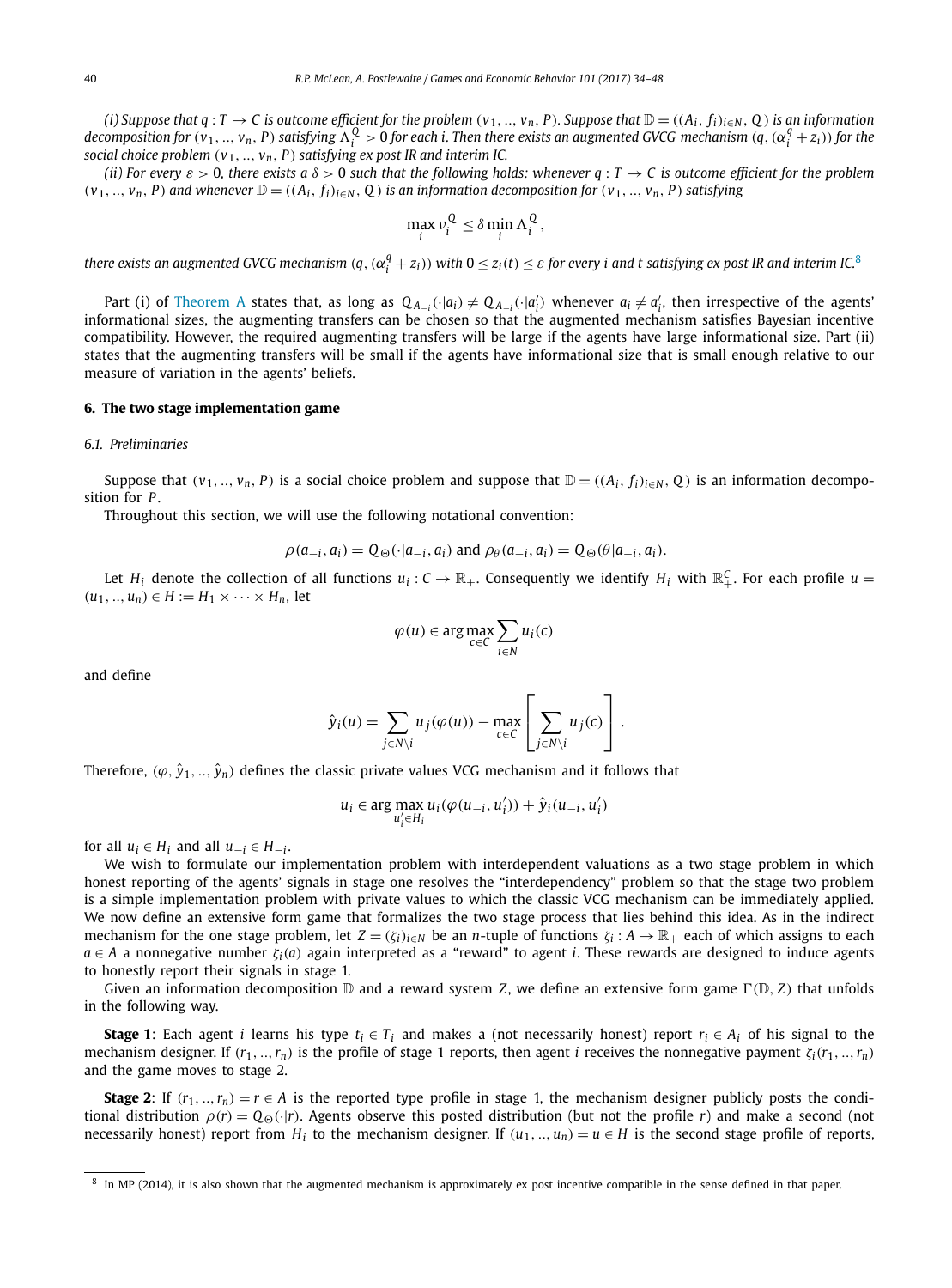*(i) Suppose that $q : T \to C$ is outcome efficient for the problem $(v_1, .., v_n, P)$. Suppose that $\mathbb{D} = ((A_i, f_i)_{i \in N}, Q)$ is an information decomposition for $(v_1, .., v_n, P)$ satisfying $\Lambda_i^Q > 0$ for each i. Then there exists an augmented GVCG mechanism $(q, (\alpha_i^q + z_i))$ for the social choice problem $(v_1, .., v_n, P)$ satisfying ex post IR and interim IC.*

*(ii) For every $\varepsilon > 0$, there exists a $\delta > 0$ such that the following holds: whenever $q : T \to C$ is outcome efficient for the problem $(v_1, .., v_n, P)$ and whenever $\mathbb{D} = ((A_i, f_i)_{i \in N}, Q)$ is an information decomposition for $(v_1, .., v_n, P)$ satisfying*

$$\max_i \nu_i^Q \le \delta \min_i \Lambda_i^Q,$$

*there exists an augmented GVCG mechanism $(q, (\alpha_i^q + z_i))$ with $0 \le z_i(t) \le \varepsilon$ for every i and t satisfying ex post IR and interim IC.*[8]

Part (i) of Theorem A states that, as long as $Q_{A_{-i}}(\cdot|a_i) \ne Q_{A_{-i}}(\cdot|a_i')$ whenever $a_i \ne a_i'$, then irrespective of the agents' informational sizes, the augmenting transfers can be chosen so that the augmented mechanism satisfies Bayesian incentive compatibility. However, the required augmenting transfers will be large if the agents have large informational size. Part (ii) states that the augmenting transfers will be small if the agents have informational size that is small enough relative to our measure of variation in the agents' beliefs.

## 6. The two stage implementation game

### 6.1. Preliminaries

Suppose that $(v_1, .., v_n, P)$ is a social choice problem and suppose that $\mathbb{D} = ((A_i, f_i)_{i \in N}, Q)$ is an information decomposition for $P$.

Throughout this section, we will use the following notational convention:

$$\rho(a_{-i}, a_i) = Q_\Theta(\cdot|a_{-i}, a_i) \text{ and } \rho_\theta(a_{-i}, a_i) = Q_\Theta(\theta|a_{-i}, a_i).$$

Let $H_i$ denote the collection of all functions $u_i : C \to \mathbb{R}_+$. Consequently we identify $H_i$ with $\mathbb{R}_+^C$. For each profile $u = (u_1, .., u_n) \in H := H_1 \times \cdots \times H_n$, let

$$\varphi(u) \in \arg\max_{c \in C} \sum_{i \in N} u_i(c)$$

and define

$$\hat{y}_i(u) = \sum_{j \in N \setminus i} u_j(\varphi(u)) - \max_{c \in C} \left[ \sum_{j \in N \setminus i} u_j(c) \right].$$

Therefore, $(\varphi, \hat{y}_1, .., \hat{y}_n)$ defines the classic private values VCG mechanism and it follows that

$$u_i \in \arg\max_{u_i' \in H_i} u_i(\varphi(u_{-i}, u_i')) + \hat{y}_i(u_{-i}, u_i')$$

for all $u_i \in H_i$ and all $u_{-i} \in H_{-i}$.

We wish to formulate our implementation problem with interdependent valuations as a two stage problem in which honest reporting of the agents' signals in stage one resolves the "interdependency" problem so that the stage two problem is a simple implementation problem with private values to which the classic VCG mechanism can be immediately applied. We now define an extensive form game that formalizes the two stage process that lies behind this idea. As in the indirect mechanism for the one stage problem, let $Z = (\zeta_i)_{i \in N}$ be an $n$-tuple of functions $\zeta_i : A \to \mathbb{R}_+$ each of which assigns to each $a \in A$ a nonnegative number $\zeta_i(a)$ again interpreted as a "reward" to agent $i$. These rewards are designed to induce agents to honestly report their signals in stage 1.

Given an information decomposition $\mathbb{D}$ and a reward system $Z$, we define an extensive form game $\Gamma(\mathbb{D}, Z)$ that unfolds in the following way.

**Stage 1**: Each agent $i$ learns his type $t_i \in T_i$ and makes a (not necessarily honest) report $r_i \in A_i$ of his signal to the mechanism designer. If $(r_1, .., r_n)$ is the profile of stage 1 reports, then agent $i$ receives the nonnegative payment $\zeta_i(r_1, .., r_n)$ and the game moves to stage 2.

**Stage 2**: If $(r_1, .., r_n) = r \in A$ is the reported type profile in stage 1, the mechanism designer publicly posts the conditional distribution $\rho(r) = Q_\Theta(\cdot|r)$. Agents observe this posted distribution (but not the profile $r$) and make a second (not necessarily honest) report from $H_i$ to the mechanism designer. If $(u_1, .., u_n) = u \in H$ is the second stage profile of reports,

[8] In MP (2014), it is also shown that the augmented mechanism is approximately ex post incentive compatible in the sense defined in that paper.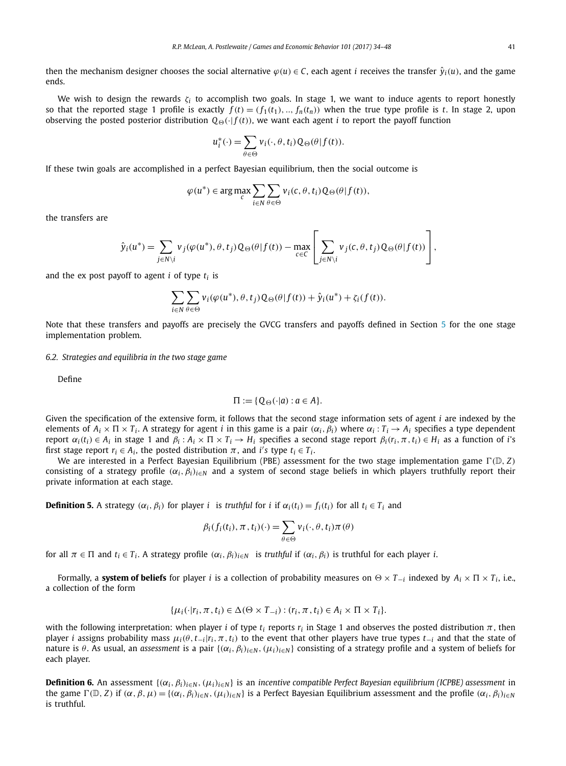then the mechanism designer chooses the social alternative $\varphi(u) \in C$, each agent $i$ receives the transfer $\hat{y}_i(u)$, and the game ends.

We wish to design the rewards $\zeta_i$ to accomplish two goals. In stage 1, we want to induce agents to report honestly so that the reported stage 1 profile is exactly $f(t) = (f_1(t_1), .., f_n(t_n))$ when the true type profile is $t$. In stage 2, upon observing the posted posterior distribution $Q_\Theta(\cdot|f(t))$, we want each agent $i$ to report the payoff function

$$u_i^*(\cdot) = \sum_{\theta \in \Theta} v_i(\cdot, \theta, t_i) Q_\Theta(\theta|f(t)).$$

If these twin goals are accomplished in a perfect Bayesian equilibrium, then the social outcome is

$$\varphi(u^*) \in \arg\max_c \sum_{i \in N} \sum_{\theta \in \Theta} v_i(c, \theta, t_i) Q_\Theta(\theta|f(t)),$$

the transfers are

$$\hat{y}_i(u^*) = \sum_{j \in N\setminus i} v_j(\varphi(u^*), \theta, t_j) Q_\Theta(\theta|f(t)) - \max_{c \in C} \left[ \sum_{j \in N\setminus i} v_j(c, \theta, t_j) Q_\Theta(\theta|f(t)) \right],$$

and the ex post payoff to agent $i$ of type $t_i$ is

$$\sum_{i \in N} \sum_{\theta \in \Theta} v_i(\varphi(u^*), \theta, t_j) Q_\Theta(\theta|f(t)) + \hat{y}_i(u^*) + \zeta_i(f(t)).$$

Note that these transfers and payoffs are precisely the GVCG transfers and payoffs defined in Section 5 for the one stage implementation problem.

### 6.2. Strategies and equilibria in the two stage game

Define

$$\Pi := \{Q_\Theta(\cdot|a) : a \in A\}.$$

Given the specification of the extensive form, it follows that the second stage information sets of agent $i$ are indexed by the elements of $A_i \times \Pi \times T_i$. A strategy for agent $i$ in this game is a pair $(\alpha_i, \beta_i)$ where $\alpha_i : T_i \to A_i$ specifies a type dependent report $\alpha_i(t_i) \in A_i$ in stage 1 and $\beta_i : A_i \times \Pi \times T_i \to H_i$ specifies a second stage report $\beta_i(r_i, \pi, t_i) \in H_i$ as a function of $i$'s first stage report $r_i \in A_i$, the posted distribution $\pi$, and $i$'s type $t_i \in T_i$.

We are interested in a Perfect Bayesian Equilibrium (PBE) assessment for the two stage implementation game $\Gamma(\mathbb{D}, Z)$ consisting of a strategy profile $(\alpha_i, \beta_i)_{i \in N}$ and a system of second stage beliefs in which players truthfully report their private information at each stage.

**Definition 5.** A strategy $(\alpha_i, \beta_i)$ for player $i$ is *truthful* for $i$ if $\alpha_i(t_i) = f_i(t_i)$ for all $t_i \in T_i$ and

$$\beta_i(f_i(t_i), \pi, t_i)(\cdot) = \sum_{\theta \in \Theta} v_i(\cdot, \theta, t_i)\pi(\theta)$$

for all $\pi \in \Pi$ and $t_i \in T_i$. A strategy profile $(\alpha_i, \beta_i)_{i \in N}$ is *truthful* if $(\alpha_i, \beta_i)$ is truthful for each player $i$.

Formally, a **system of beliefs** for player $i$ is a collection of probability measures on $\Theta \times T_{-i}$ indexed by $A_i \times \Pi \times T_i$, i.e., a collection of the form

$$\{\mu_i(\cdot|r_i, \pi, t_i) \in \Delta(\Theta \times T_{-i}) : (r_i, \pi, t_i) \in A_i \times \Pi \times T_i\}.$$

with the following interpretation: when player $i$ of type $t_i$ reports $r_i$ in Stage 1 and observes the posted distribution $\pi$, then player $i$ assigns probability mass $\mu_i(\theta, t_{-i}|r_i, \pi, t_i)$ to the event that other players have true types $t_{-i}$ and that the state of nature is $\theta$. As usual, an *assessment* is a pair $\{(\alpha_i, \beta_i)_{i \in N}, (\mu_i)_{i \in N}\}$ consisting of a strategy profile and a system of beliefs for each player.

**Definition 6.** An assessment $\{(\alpha_i, \beta_i)_{i \in N}, (\mu_i)_{i \in N}\}$ is an *incentive compatible Perfect Bayesian equilibrium (ICPBE) assessment* in the game $\Gamma(\mathbb{D}, Z)$ if $(\alpha, \beta, \mu) = \{(\alpha_i, \beta_i)_{i \in N}, (\mu_i)_{i \in N}\}$ is a Perfect Bayesian Equilibrium assessment and the profile $(\alpha_i, \beta_i)_{i \in N}$ is truthful.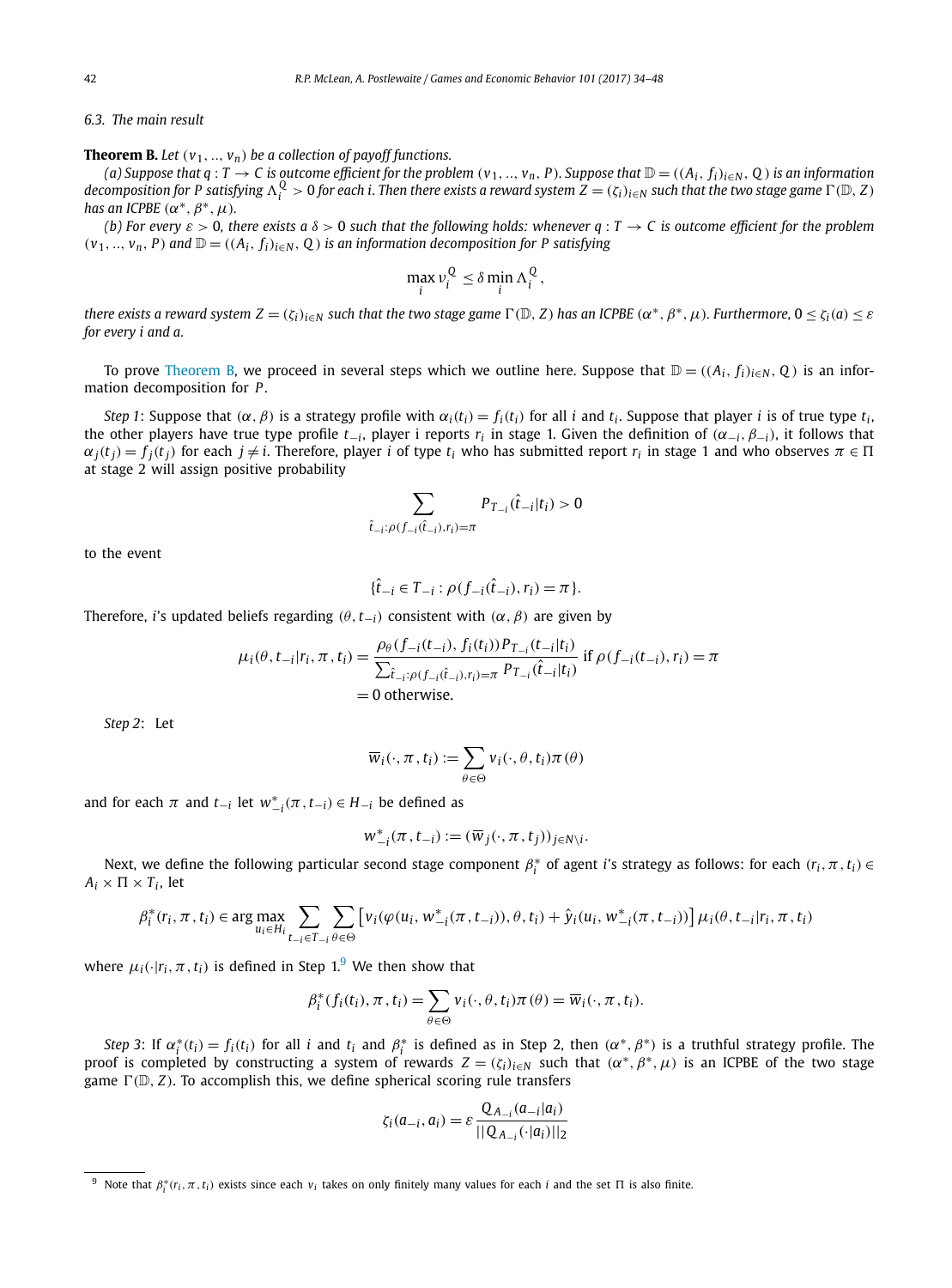### 6.3. The main result

**Theorem B.** *Let $(v_1, .., v_n)$ be a collection of payoff functions.*

*(a) Suppose that $q : T \to C$ is outcome efficient for the problem $(v_1, .., v_n, P)$. Suppose that $\mathbb{D} = ((A_i, f_i)_{i\in N}, Q)$ is an information decomposition for $P$ satisfying $\Lambda_i^Q > 0$ for each $i$. Then there exists a reward system $Z = (\zeta_i)_{i\in N}$ such that the two stage game $\Gamma(\mathbb{D}, Z)$ has an ICPBE $(\alpha^*, \beta^*, \mu)$.*

*(b) For every $\varepsilon > 0$, there exists a $\delta > 0$ such that the following holds: whenever $q : T \to C$ is outcome efficient for the problem $(v_1, .., v_n, P)$ and $\mathbb{D} = ((A_i, f_i)_{i\in N}, Q)$ is an information decomposition for $P$ satisfying*

$$\max_i \nu_i^Q \leq \delta \min_i \Lambda_i^Q,$$

*there exists a reward system $Z = (\zeta_i)_{i\in N}$ such that the two stage game $\Gamma(\mathbb{D}, Z)$ has an ICPBE $(\alpha^*, \beta^*, \mu)$. Furthermore, $0 \leq \zeta_i(a) \leq \varepsilon$ for every $i$ and $a$.*

To prove Theorem B, we proceed in several steps which we outline here. Suppose that $\mathbb{D} = ((A_i, f_i)_{i\in N}, Q)$ is an information decomposition for $P$.

*Step 1*: Suppose that $(\alpha, \beta)$ is a strategy profile with $\alpha_i(t_i) = f_i(t_i)$ for all $i$ and $t_i$. Suppose that player $i$ is of true type $t_i$, the other players have true type profile $t_{-i}$, player i reports $r_i$ in stage 1. Given the definition of $(\alpha_{-i}, \beta_{-i})$, it follows that $\alpha_j(t_j) = f_j(t_j)$ for each $j \neq i$. Therefore, player $i$ of type $t_i$ who has submitted report $r_i$ in stage 1 and who observes $\pi \in \Pi$ at stage 2 will assign positive probability

$$\sum_{\hat{t}_{-i}:\rho(f_{-i}(\hat{t}_{-i}),r_i)=\pi} P_{T_{-i}}(\hat{t}_{-i}|t_i) > 0$$

to the event

$$\{\hat{t}_{-i} \in T_{-i} : \rho(f_{-i}(\hat{t}_{-i}), r_i) = \pi\}.$$

Therefore, $i$'s updated beliefs regarding $(\theta, t_{-i})$ consistent with $(\alpha, \beta)$ are given by

$$\begin{aligned}\mu_i(\theta, t_{-i}|r_i, \pi, t_i) &= \frac{\rho_\theta(f_{-i}(t_{-i}), f_i(t_i))P_{T_{-i}}(t_{-i}|t_i)}{\sum_{\hat{t}_{-i}:\rho(f_{-i}(\hat{t}_{-i}),r_i)=\pi} P_{T_{-i}}(\hat{t}_{-i}|t_i)} \text{ if } \rho(f_{-i}(t_{-i}), r_i) = \pi \\ &= 0 \text{ otherwise.}\end{aligned}$$

*Step 2*: Let

$$\overline{w}_i(\cdot, \pi, t_i) := \sum_{\theta\in\Theta} v_i(\cdot, \theta, t_i)\pi(\theta)$$

and for each $\pi$ and $t_{-i}$ let $w_{-i}^*(\pi, t_{-i}) \in H_{-i}$ be defined as

$$w_{-i}^*(\pi, t_{-i}) := (\overline{w}_j(\cdot, \pi, t_j))_{j\in N\setminus i}.$$

Next, we define the following particular second stage component $\beta_i^*$ of agent $i$'s strategy as follows: for each $(r_i, \pi, t_i) \in A_i \times \Pi \times T_i$, let

$$\beta_i^*(r_i, \pi, t_i) \in \arg\max_{u_i\in H_i} \sum_{t_{-i}\in T_{-i}} \sum_{\theta\in\Theta} \left[v_i(\varphi(u_i, w_{-i}^*(\pi, t_{-i})), \theta, t_i) + \hat{y}_i(u_i, w_{-i}^*(\pi, t_{-i}))\right] \mu_i(\theta, t_{-i}|r_i, \pi, t_i)$$

where $\mu_i(\cdot|r_i, \pi, t_i)$ is defined in Step 1.[9] We then show that

$$\beta_i^*(f_i(t_i), \pi, t_i) = \sum_{\theta\in\Theta} v_i(\cdot, \theta, t_i)\pi(\theta) = \overline{w}_i(\cdot, \pi, t_i).$$

*Step 3*: If $\alpha_i^*(t_i) = f_i(t_i)$ for all $i$ and $t_i$ and $\beta_i^*$ is defined as in Step 2, then $(\alpha^*, \beta^*)$ is a truthful strategy profile. The proof is completed by constructing a system of rewards $Z = (\zeta_i)_{i\in N}$ such that $(\alpha^*, \beta^*, \mu)$ is an ICPBE of the two stage game $\Gamma(\mathbb{D}, Z)$. To accomplish this, we define spherical scoring rule transfers

$$\zeta_i(a_{-i}, a_i) = \varepsilon \frac{Q_{A_{-i}}(a_{-i}|a_i)}{||Q_{A_{-i}}(\cdot|a_i)||_2}$$

---

[9] Note that $\beta_i^*(r_i, \pi, t_i)$ exists since each $v_i$ takes on only finitely many values for each $i$ and the set $\Pi$ is also finite.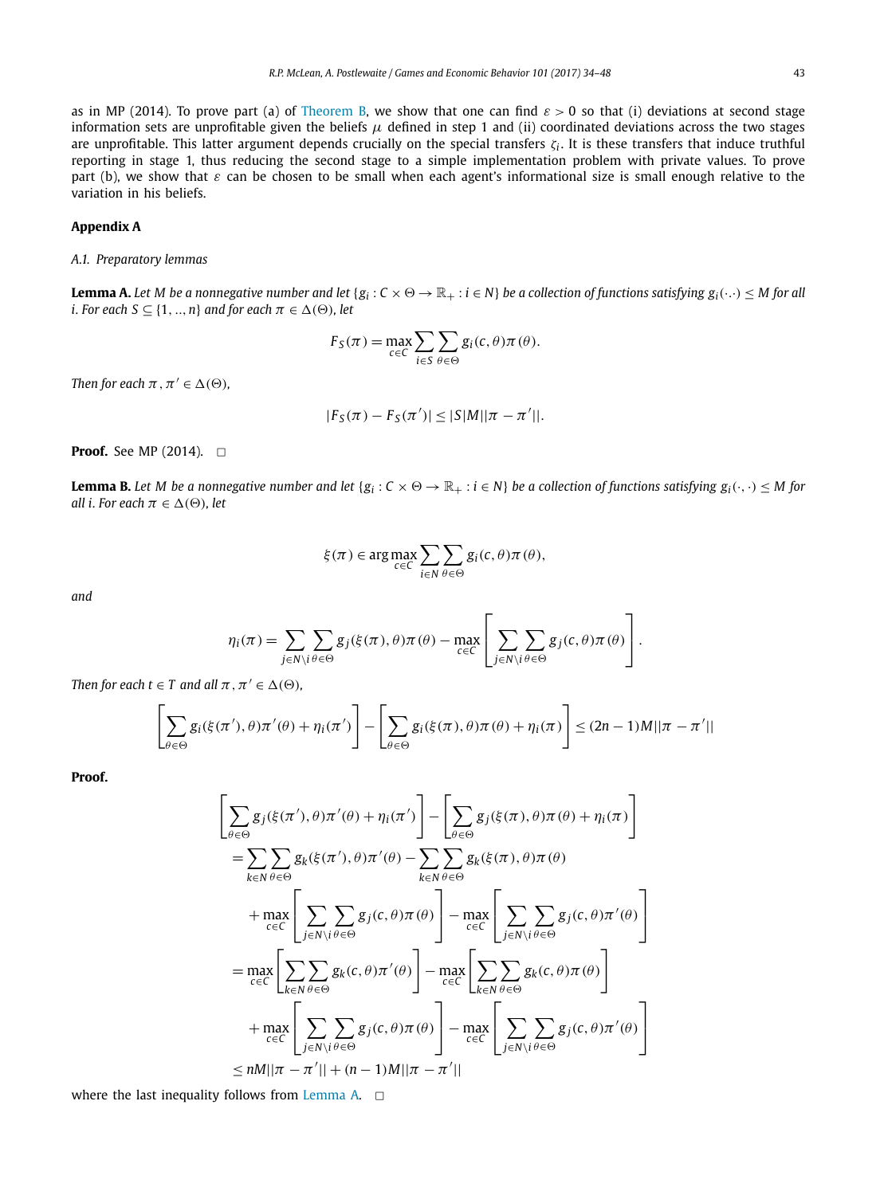as in MP (2014). To prove part (a) of Theorem B, we show that one can find $\varepsilon > 0$ so that (i) deviations at second stage information sets are unprofitable given the beliefs $\mu$ defined in step 1 and (ii) coordinated deviations across the two stages are unprofitable. This latter argument depends crucially on the special transfers $\zeta_i$. It is these transfers that induce truthful reporting in stage 1, thus reducing the second stage to a simple implementation problem with private values. To prove part (b), we show that $\varepsilon$ can be chosen to be small when each agent's informational size is small enough relative to the variation in his beliefs.

## Appendix A

### A.1. Preparatory lemmas

**Lemma A.** *Let $M$ be a nonnegative number and let $\{g_i : C \times \Theta \to \mathbb{R}_+ : i \in N\}$ be a collection of functions satisfying $g_i(\cdot,\cdot) \leq M$ for all $i$. For each $S \subseteq \{1, ..., n\}$ and for each $\pi \in \Delta(\Theta)$, let*

$$F_S(\pi) = \max_{c \in C} \sum_{i \in S} \sum_{\theta \in \Theta} g_i(c, \theta)\pi(\theta).$$

*Then for each $\pi, \pi' \in \Delta(\Theta)$,*

$$|F_S(\pi) - F_S(\pi')| \leq |S|M||\pi - \pi'||.$$

**Proof.** See MP (2014). $\square$

**Lemma B.** *Let $M$ be a nonnegative number and let $\{g_i : C \times \Theta \to \mathbb{R}_+ : i \in N\}$ be a collection of functions satisfying $g_i(\cdot,\cdot) \leq M$ for all $i$. For each $\pi \in \Delta(\Theta)$, let*

$$\xi(\pi) \in \arg\max_{c \in C} \sum_{i \in N} \sum_{\theta \in \Theta} g_i(c, \theta)\pi(\theta),$$

*and*

$$\eta_i(\pi) = \sum_{j \in N \setminus i} \sum_{\theta \in \Theta} g_j(\xi(\pi), \theta)\pi(\theta) - \max_{c \in C} \left[ \sum_{j \in N \setminus i} \sum_{\theta \in \Theta} g_j(c, \theta)\pi(\theta) \right].$$

*Then for each $t \in T$ and all $\pi, \pi' \in \Delta(\Theta)$,*

$$\left[ \sum_{\theta \in \Theta} g_i(\xi(\pi'), \theta)\pi'(\theta) + \eta_i(\pi') \right] - \left[ \sum_{\theta \in \Theta} g_i(\xi(\pi), \theta)\pi(\theta) + \eta_i(\pi) \right] \leq (2n - 1)M||\pi - \pi'||$$

**Proof.**

$$\begin{aligned}
&\left[ \sum_{\theta \in \Theta} g_j(\xi(\pi'), \theta)\pi'(\theta) + \eta_i(\pi') \right] - \left[ \sum_{\theta \in \Theta} g_j(\xi(\pi), \theta)\pi(\theta) + \eta_i(\pi) \right] \\
&= \sum_{k \in N} \sum_{\theta \in \Theta} g_k(\xi(\pi'), \theta)\pi'(\theta) - \sum_{k \in N} \sum_{\theta \in \Theta} g_k(\xi(\pi), \theta)\pi(\theta) \\
&\quad + \max_{c \in C} \left[ \sum_{j \in N \setminus i} \sum_{\theta \in \Theta} g_j(c, \theta)\pi(\theta) \right] - \max_{c \in C} \left[ \sum_{j \in N \setminus i} \sum_{\theta \in \Theta} g_j(c, \theta)\pi'(\theta) \right] \\
&= \max_{c \in C} \left[ \sum_{k \in N} \sum_{\theta \in \Theta} g_k(c, \theta)\pi'(\theta) \right] - \max_{c \in C} \left[ \sum_{k \in N} \sum_{\theta \in \Theta} g_k(c, \theta)\pi(\theta) \right] \\
&\quad + \max_{c \in C} \left[ \sum_{j \in N \setminus i} \sum_{\theta \in \Theta} g_j(c, \theta)\pi(\theta) \right] - \max_{c \in C} \left[ \sum_{j \in N \setminus i} \sum_{\theta \in \Theta} g_j(c, \theta)\pi'(\theta) \right] \\
&\leq nM||\pi - \pi'|| + (n - 1)M||\pi - \pi'||
\end{aligned}$$

where the last inequality follows from Lemma A. $\square$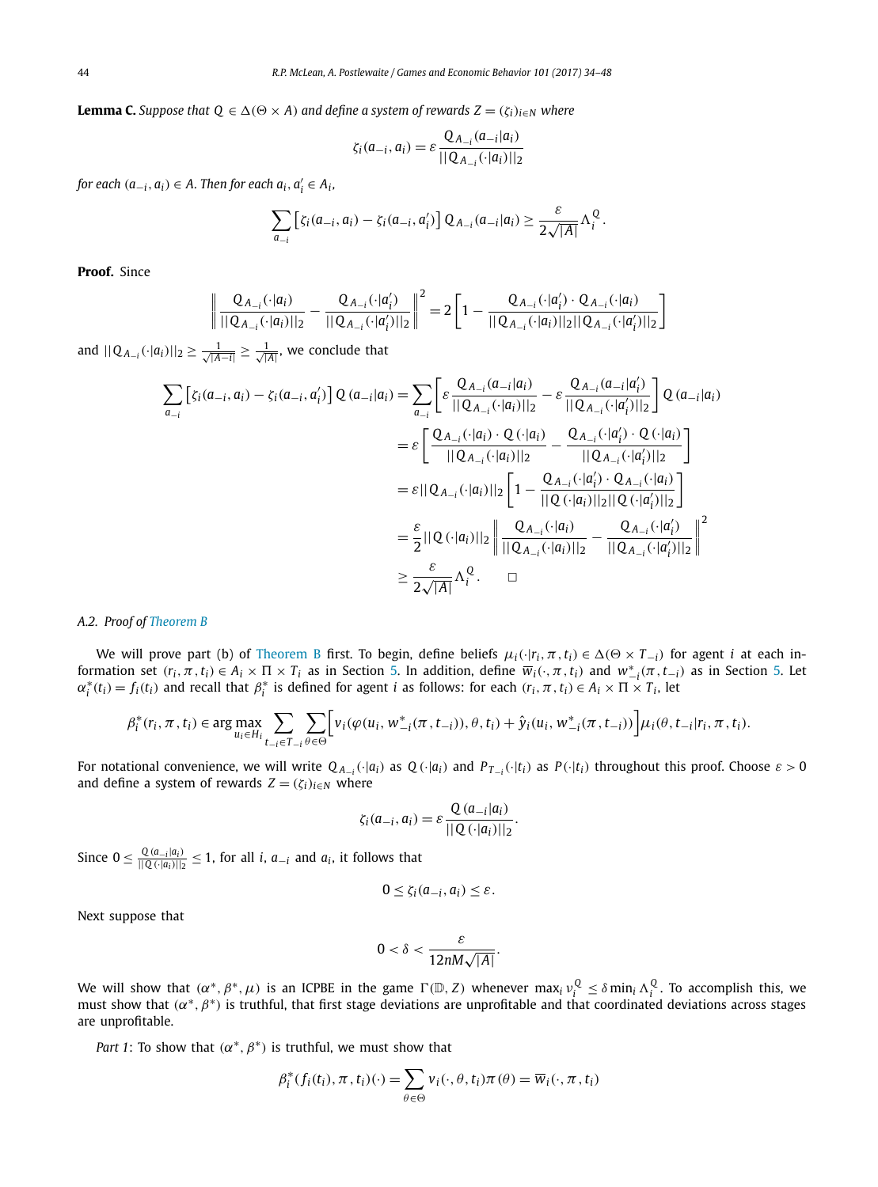**Lemma C.** *Suppose that $Q \in \Delta(\Theta \times A)$ and define a system of rewards $Z = (\zeta_i)_{i \in N}$ where*

$$\zeta_i(a_{-i}, a_i) = \varepsilon \frac{Q_{A_{-i}}(a_{-i}|a_i)}{||Q_{A_{-i}}(\cdot|a_i)||_2}$$

*for each $(a_{-i}, a_i) \in A$. Then for each $a_i, a_i' \in A_i$,*

$$\sum_{a_{-i}} \left[\zeta_i(a_{-i}, a_i) - \zeta_i(a_{-i}, a_i')\right] Q_{A_{-i}}(a_{-i}|a_i) \geq \frac{\varepsilon}{2\sqrt{|A|}} \Lambda_i^Q.$$

**Proof.** Since

$$\left\| \frac{Q_{A_{-i}}(\cdot|a_i)}{||Q_{A_{-i}}(\cdot|a_i)||_2} - \frac{Q_{A_{-i}}(\cdot|a_i')}{||Q_{A_{-i}}(\cdot|a_i')||_2} \right\|^2 = 2\left[1 - \frac{Q_{A_{-i}}(\cdot|a_i') \cdot Q_{A_{-i}}(\cdot|a_i)}{||Q_{A_{-i}}(\cdot|a_i)||_2 ||Q_{A_{-i}}(\cdot|a_i')||_2}\right]$$

and $||Q_{A_{-i}}(\cdot|a_i)||_2 \geq \frac{1}{\sqrt{|A_{-i}|}} \geq \frac{1}{\sqrt{|A|}}$, we conclude that

$$\begin{aligned}
\sum_{a_{-i}} \left[\zeta_i(a_{-i}, a_i) - \zeta_i(a_{-i}, a_i')\right] Q(a_{-i}|a_i) &= \sum_{a_{-i}} \left[\varepsilon \frac{Q_{A_{-i}}(a_{-i}|a_i)}{||Q_{A_{-i}}(\cdot|a_i)||_2} - \varepsilon \frac{Q_{A_{-i}}(a_{-i}|a_i')}{||Q_{A_{-i}}(\cdot|a_i')||_2}\right] Q(a_{-i}|a_i) \\
&= \varepsilon \left[\frac{Q_{A_{-i}}(\cdot|a_i) \cdot Q(\cdot|a_i)}{||Q_{A_{-i}}(\cdot|a_i)||_2} - \frac{Q_{A_{-i}}(\cdot|a_i') \cdot Q(\cdot|a_i)}{||Q_{A_{-i}}(\cdot|a_i')||_2}\right] \\
&= \varepsilon ||Q_{A_{-i}}(\cdot|a_i)||_2 \left[1 - \frac{Q_{A_{-i}}(\cdot|a_i') \cdot Q_{A_{-i}}(\cdot|a_i)}{||Q(\cdot|a_i)||_2 ||Q(\cdot|a_i')||_2}\right] \\
&= \frac{\varepsilon}{2} ||Q(\cdot|a_i)||_2 \left\| \frac{Q_{A_{-i}}(\cdot|a_i)}{||Q_{A_{-i}}(\cdot|a_i)||_2} - \frac{Q_{A_{-i}}(\cdot|a_i')}{||Q_{A_{-i}}(\cdot|a_i')||_2} \right\|^2 \\
&\geq \frac{\varepsilon}{2\sqrt{|A|}} \Lambda_i^Q. \qquad \square
\end{aligned}$$

### A.2. Proof of Theorem B

We will prove part (b) of Theorem B first. To begin, define beliefs $\mu_i(\cdot|r_i, \pi, t_i) \in \Delta(\Theta \times T_{-i})$ for agent $i$ at each information set $(r_i, \pi, t_i) \in A_i \times \Pi \times T_i$ as in Section 5. In addition, define $\overline{w}_i(\cdot, \pi, t_i)$ and $w_{-i}^*(\pi, t_{-i})$ as in Section 5. Let $\alpha_i^*(t_i) = f_i(t_i)$ and recall that $\beta_i^*$ is defined for agent $i$ as follows: for each $(r_i, \pi, t_i) \in A_i \times \Pi \times T_i$, let

$$\beta_i^*(r_i, \pi, t_i) \in \arg\max_{u_i \in H_i} \sum_{t_{-i} \in T_{-i}} \sum_{\theta \in \Theta} \Big[v_i(\varphi(u_i, w_{-i}^*(\pi, t_{-i})), \theta, t_i) + \hat{y}_i(u_i, w_{-i}^*(\pi, t_{-i}))\Big] \mu_i(\theta, t_{-i}|r_i, \pi, t_i).$$

For notational convenience, we will write $Q_{A_{-i}}(\cdot|a_i)$ as $Q(\cdot|a_i)$ and $P_{T_{-i}}(\cdot|t_i)$ as $P(\cdot|t_i)$ throughout this proof. Choose $\varepsilon > 0$ and define a system of rewards $Z = (\zeta_i)_{i \in N}$ where

$$\zeta_i(a_{-i}, a_i) = \varepsilon \frac{Q(a_{-i}|a_i)}{||Q(\cdot|a_i)||_2}.$$

Since $0 \leq \frac{Q(a_{-i}|a_i)}{||Q(\cdot|a_i)||_2} \leq 1$, for all $i$, $a_{-i}$ and $a_i$, it follows that

$$0 \leq \zeta_i(a_{-i}, a_i) \leq \varepsilon.$$

Next suppose that

$$0 < \delta < \frac{\varepsilon}{12nM\sqrt{|A|}}.$$

We will show that $(\alpha^*, \beta^*, \mu)$ is an ICPBE in the game $\Gamma(\mathbb{D}, Z)$ whenever $\max_i \nu_i^Q \leq \delta \min_i \Lambda_i^Q$. To accomplish this, we must show that $(\alpha^*, \beta^*)$ is truthful, that first stage deviations are unprofitable and that coordinated deviations across stages are unprofitable.

*Part 1*: To show that $(\alpha^*, \beta^*)$ is truthful, we must show that

$$\beta_i^*(f_i(t_i), \pi, t_i)(\cdot) = \sum_{\theta \in \Theta} v_i(\cdot, \theta, t_i)\pi(\theta) = \overline{w}_i(\cdot, \pi, t_i)$$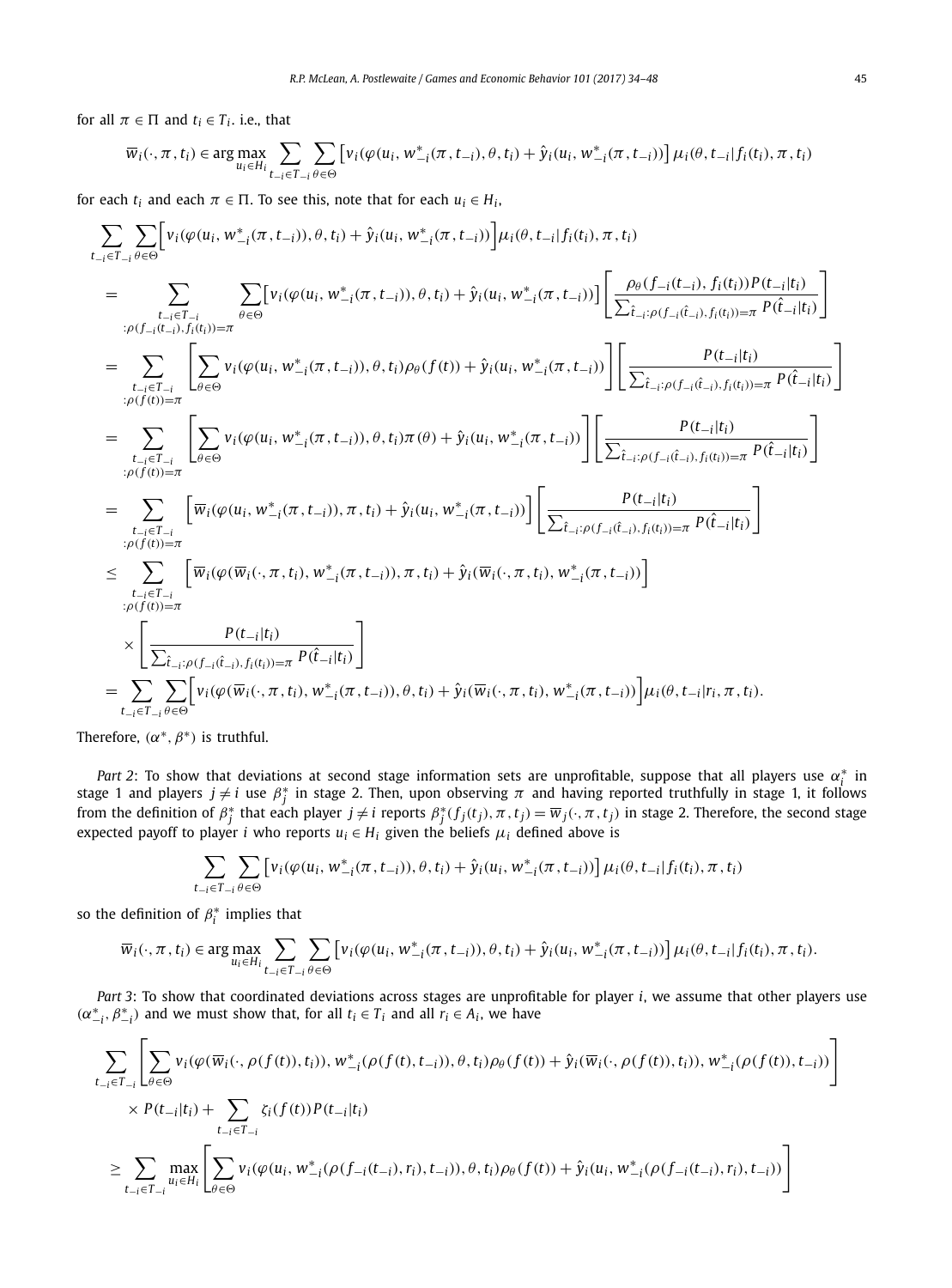for all $\pi \in \Pi$ and $t_i \in T_i$. i.e., that

$$\overline{w}_i(\cdot, \pi, t_i) \in \arg\max_{u_i \in H_i} \sum_{t_{-i} \in T_{-i}} \sum_{\theta \in \Theta} \left[ v_i(\varphi(u_i, w^*_{-i}(\pi, t_{-i}), \theta, t_i) + \hat{y}_i(u_i, w^*_{-i}(\pi, t_{-i})) \right] \mu_i(\theta, t_{-i} | f_i(t_i), \pi, t_i)$$

for each $t_i$ and each $\pi \in \Pi$. To see this, note that for each $u_i \in H_i$,

$$\begin{aligned}
&\sum_{t_{-i} \in T_{-i}} \sum_{\theta \in \Theta} \Big[ v_i(\varphi(u_i, w^*_{-i}(\pi, t_{-i})), \theta, t_i) + \hat{y}_i(u_i, w^*_{-i}(\pi, t_{-i})) \Big] \mu_i(\theta, t_{-i} | f_i(t_i), \pi, t_i) \\
&= \sum_{\substack{t_{-i} \in T_{-i} \\ : \rho(f_{-i}(t_{-i}), f_i(t_i)) = \pi}} \sum_{\theta \in \Theta} \left[ v_i(\varphi(u_i, w^*_{-i}(\pi, t_{-i})), \theta, t_i) + \hat{y}_i(u_i, w^*_{-i}(\pi, t_{-i})) \right] \left[ \frac{\rho_\theta(f_{-i}(t_{-i}), f_i(t_i)) P(t_{-i}|t_i)}{\sum_{\hat{t}_{-i} : \rho(f_{-i}(\hat{t}_{-i}), f_i(t_i)) = \pi} P(\hat{t}_{-i}|t_i)} \right] \\
&= \sum_{\substack{t_{-i} \in T_{-i} \\ : \rho(f(t)) = \pi}} \left[ \sum_{\theta \in \Theta} v_i(\varphi(u_i, w^*_{-i}(\pi, t_{-i})), \theta, t_i) \rho_\theta(f(t)) + \hat{y}_i(u_i, w^*_{-i}(\pi, t_{-i})) \right] \left[ \frac{P(t_{-i}|t_i)}{\sum_{\hat{t}_{-i} : \rho(f_{-i}(\hat{t}_{-i}), f_i(t_i)) = \pi} P(\hat{t}_{-i}|t_i)} \right] \\
&= \sum_{\substack{t_{-i} \in T_{-i} \\ : \rho(f(t)) = \pi}} \left[ \sum_{\theta \in \Theta} v_i(\varphi(u_i, w^*_{-i}(\pi, t_{-i})), \theta, t_i) \pi(\theta) + \hat{y}_i(u_i, w^*_{-i}(\pi, t_{-i})) \right] \left[ \frac{P(t_{-i}|t_i)}{\sum_{\hat{t}_{-i} : \rho(f_{-i}(\hat{t}_{-i}), f_i(t_i)) = \pi} P(\hat{t}_{-i}|t_i)} \right] \\
&= \sum_{\substack{t_{-i} \in T_{-i} \\ : \rho(f(t)) = \pi}} \Big[ \overline{w}_i(\varphi(u_i, w^*_{-i}(\pi, t_{-i})), \pi, t_i) + \hat{y}_i(u_i, w^*_{-i}(\pi, t_{-i})) \Big] \left[ \frac{P(t_{-i}|t_i)}{\sum_{\hat{t}_{-i} : \rho(f_{-i}(\hat{t}_{-i}), f_i(t_i)) = \pi} P(\hat{t}_{-i}|t_i)} \right] \\
&\leq \sum_{\substack{t_{-i} \in T_{-i} \\ : \rho(f(t)) = \pi}} \Big[ \overline{w}_i(\varphi(\overline{w}_i(\cdot, \pi, t_i), w^*_{-i}(\pi, t_{-i})), \pi, t_i) + \hat{y}_i(\overline{w}_i(\cdot, \pi, t_i), w^*_{-i}(\pi, t_{-i})) \Big] \\
&\quad \times \left[ \frac{P(t_{-i}|t_i)}{\sum_{\hat{t}_{-i} : \rho(f_{-i}(\hat{t}_{-i}), f_i(t_i)) = \pi} P(\hat{t}_{-i}|t_i)} \right] \\
&= \sum_{t_{-i} \in T_{-i}} \sum_{\theta \in \Theta} \Big[ v_i(\varphi(\overline{w}_i(\cdot, \pi, t_i), w^*_{-i}(\pi, t_{-i})), \theta, t_i) + \hat{y}_i(\overline{w}_i(\cdot, \pi, t_i), w^*_{-i}(\pi, t_{-i})) \Big] \mu_i(\theta, t_{-i} | r_i, \pi, t_i).
\end{aligned}$$

Therefore, $(\alpha^*, \beta^*)$ is truthful.

*Part 2*: To show that deviations at second stage information sets are unprofitable, suppose that all players use $\alpha^*_i$ in stage 1 and players $j \neq i$ use $\beta^*_j$ in stage 2. Then, upon observing $\pi$ and having reported truthfully in stage 1, it follows from the definition of $\beta^*_j$ that each player $j \neq i$ reports $\beta^*_j(f_j(t_j), \pi, t_j) = \overline{w}_j(\cdot, \pi, t_j)$ in stage 2. Therefore, the second stage expected payoff to player $i$ who reports $u_i \in H_i$ given the beliefs $\mu_i$ defined above is

$$\sum_{t_{-i} \in T_{-i}} \sum_{\theta \in \Theta} \left[ v_i(\varphi(u_i, w^*_{-i}(\pi, t_{-i})), \theta, t_i) + \hat{y}_i(u_i, w^*_{-i}(\pi, t_{-i})) \right] \mu_i(\theta, t_{-i} | f_i(t_i), \pi, t_i)$$

so the definition of $\beta^*_i$ implies that

$$\overline{w}_i(\cdot, \pi, t_i) \in \arg\max_{u_i \in H_i} \sum_{t_{-i} \in T_{-i}} \sum_{\theta \in \Theta} \left[ v_i(\varphi(u_i, w^*_{-i}(\pi, t_{-i})), \theta, t_i) + \hat{y}_i(u_i, w^*_{-i}(\pi, t_{-i})) \right] \mu_i(\theta, t_{-i} | f_i(t_i), \pi, t_i).$$

*Part 3*: To show that coordinated deviations across stages are unprofitable for player $i$, we assume that other players use $(\alpha^*_{-i}, \beta^*_{-i})$ and we must show that, for all $t_i \in T_i$ and all $r_i \in A_i$, we have

$$\begin{aligned}
&\sum_{t_{-i} \in T_{-i}} \left[ \sum_{\theta \in \Theta} v_i(\varphi(\overline{w}_i(\cdot, \rho(f(t)), t_i)), w^*_{-i}(\rho(f(t), t_{-i})), \theta, t_i) \rho_\theta(f(t)) + \hat{y}_i(\overline{w}_i(\cdot, \rho(f(t)), t_i)), w^*_{-i}(\rho(f(t)), t_{-i})) \right] \\
&\quad \times P(t_{-i}|t_i) + \sum_{t_{-i} \in T_{-i}} \zeta_i(f(t)) P(t_{-i}|t_i) \\
&\geq \sum_{t_{-i} \in T_{-i}} \max_{u_i \in H_i} \left[ \sum_{\theta \in \Theta} v_i(\varphi(u_i, w^*_{-i}(\rho(f_{-i}(t_{-i}), r_i), t_{-i})), \theta, t_i) \rho_\theta(f(t)) + \hat{y}_i(u_i, w^*_{-i}(\rho(f_{-i}(t_{-i}), r_i), t_{-i})) \right]
\end{aligned}$$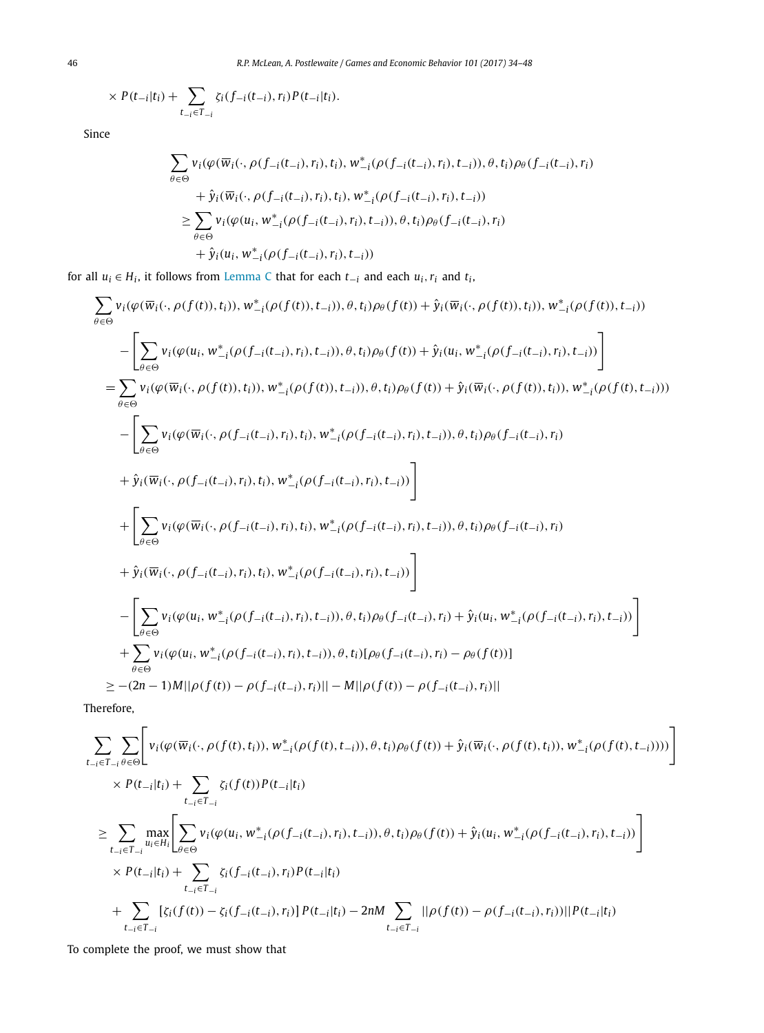$$\times P(t_{-i}|t_i) + \sum_{t_{-i}\in T_{-i}} \zeta_i(f_{-i}(t_{-i}), r_i)P(t_{-i}|t_i).$$

Since

$$\begin{aligned}
&\sum_{\theta\in\Theta} v_i(\varphi(\overline{w}_i(\cdot,\rho(f_{-i}(t_{-i}),r_i),t_i), w^*_{-i}(\rho(f_{-i}(t_{-i}),r_i),t_{-i})),\theta,t_i)\rho_\theta(f_{-i}(t_{-i}),r_i)\\
&\qquad + \hat{y}_i(\overline{w}_i(\cdot,\rho(f_{-i}(t_{-i}),r_i),t_i), w^*_{-i}(\rho(f_{-i}(t_{-i}),r_i),t_{-i}))\\
&\quad \geq \sum_{\theta\in\Theta} v_i(\varphi(u_i, w^*_{-i}(\rho(f_{-i}(t_{-i}),r_i),t_{-i})),\theta,t_i)\rho_\theta(f_{-i}(t_{-i}),r_i)\\
&\qquad + \hat{y}_i(u_i, w^*_{-i}(\rho(f_{-i}(t_{-i}),r_i),t_{-i}))
\end{aligned}$$

for all $u_i \in H_i$, it follows from Lemma C that for each $t_{-i}$ and each $u_i, r_i$ and $t_i$,

$$\begin{aligned}
&\sum_{\theta\in\Theta} v_i(\varphi(\overline{w}_i(\cdot,\rho(f(t)),t_i)), w^*_{-i}(\rho(f(t)),t_{-i})),\theta,t_i)\rho_\theta(f(t)) + \hat{y}_i(\overline{w}_i(\cdot,\rho(f(t)),t_i)), w^*_{-i}(\rho(f(t)),t_{-i}))\\
&\quad - \left[\sum_{\theta\in\Theta} v_i(\varphi(u_i, w^*_{-i}(\rho(f_{-i}(t_{-i}),r_i),t_{-i})),\theta,t_i)\rho_\theta(f(t)) + \hat{y}_i(u_i, w^*_{-i}(\rho(f_{-i}(t_{-i}),r_i),t_{-i}))\right]\\
&= \sum_{\theta\in\Theta} v_i(\varphi(\overline{w}_i(\cdot,\rho(f(t)),t_i)), w^*_{-i}(\rho(f(t)),t_{-i})),\theta,t_i)\rho_\theta(f(t)) + \hat{y}_i(\overline{w}_i(\cdot,\rho(f(t)),t_i)), w^*_{-i}(\rho(f(t),t_{-i})))\\
&\quad - \left[\sum_{\theta\in\Theta} v_i(\varphi(\overline{w}_i(\cdot,\rho(f_{-i}(t_{-i}),r_i),t_i), w^*_{-i}(\rho(f_{-i}(t_{-i}),r_i),t_{-i})),\theta,t_i)\rho_\theta(f_{-i}(t_{-i}),r_i)\right.\\
&\quad \left. + \hat{y}_i(\overline{w}_i(\cdot,\rho(f_{-i}(t_{-i}),r_i),t_i), w^*_{-i}(\rho(f_{-i}(t_{-i}),r_i),t_{-i}))\right]\\
&\quad + \left[\sum_{\theta\in\Theta} v_i(\varphi(\overline{w}_i(\cdot,\rho(f_{-i}(t_{-i}),r_i),t_i), w^*_{-i}(\rho(f_{-i}(t_{-i}),r_i),t_{-i})),\theta,t_i)\rho_\theta(f_{-i}(t_{-i}),r_i)\right.\\
&\quad \left. + \hat{y}_i(\overline{w}_i(\cdot,\rho(f_{-i}(t_{-i}),r_i),t_i), w^*_{-i}(\rho(f_{-i}(t_{-i}),r_i),t_{-i}))\right]\\
&\quad - \left[\sum_{\theta\in\Theta} v_i(\varphi(u_i, w^*_{-i}(\rho(f_{-i}(t_{-i}),r_i),t_{-i})),\theta,t_i)\rho_\theta(f_{-i}(t_{-i}),r_i) + \hat{y}_i(u_i, w^*_{-i}(\rho(f_{-i}(t_{-i}),r_i),t_{-i}))\right]\\
&\quad + \sum_{\theta\in\Theta} v_i(\varphi(u_i, w^*_{-i}(\rho(f_{-i}(t_{-i}),r_i),t_{-i})),\theta,t_i)[\rho_\theta(f_{-i}(t_{-i}),r_i) - \rho_\theta(f(t))]\\
&\geq -(2n-1)M||\rho(f(t)) - \rho(f_{-i}(t_{-i}),r_i)|| - M||\rho(f(t)) - \rho(f_{-i}(t_{-i}),r_i)||
\end{aligned}$$

Therefore,

$$\begin{aligned}
&\sum_{t_{-i}\in T_{-i}}\sum_{\theta\in\Theta}\left[v_i(\varphi(\overline{w}_i(\cdot,\rho(f(t),t_i)), w^*_{-i}(\rho(f(t),t_{-i})),\theta,t_i)\rho_\theta(f(t)) + \hat{y}_i(\overline{w}_i(\cdot,\rho(f(t),t_i)), w^*_{-i}(\rho(f(t),t_{-i})))\right]\\
&\quad \times P(t_{-i}|t_i) + \sum_{t_{-i}\in T_{-i}} \zeta_i(f(t))P(t_{-i}|t_i)\\
&\geq \sum_{t_{-i}\in T_{-i}} \max_{u_i\in H_i}\left[\sum_{\theta\in\Theta} v_i(\varphi(u_i, w^*_{-i}(\rho(f_{-i}(t_{-i}),r_i),t_{-i})),\theta,t_i)\rho_\theta(f(t)) + \hat{y}_i(u_i, w^*_{-i}(\rho(f_{-i}(t_{-i}),r_i),t_{-i}))\right]\\
&\quad \times P(t_{-i}|t_i) + \sum_{t_{-i}\in T_{-i}} \zeta_i(f_{-i}(t_{-i}),r_i)P(t_{-i}|t_i)\\
&\quad + \sum_{t_{-i}\in T_{-i}} [\zeta_i(f(t)) - \zeta_i(f_{-i}(t_{-i}),r_i)]\,P(t_{-i}|t_i) - 2nM\sum_{t_{-i}\in T_{-i}} ||\rho(f(t)) - \rho(f_{-i}(t_{-i}),r_i))||P(t_{-i}|t_i)
\end{aligned}$$

To complete the proof, we must show that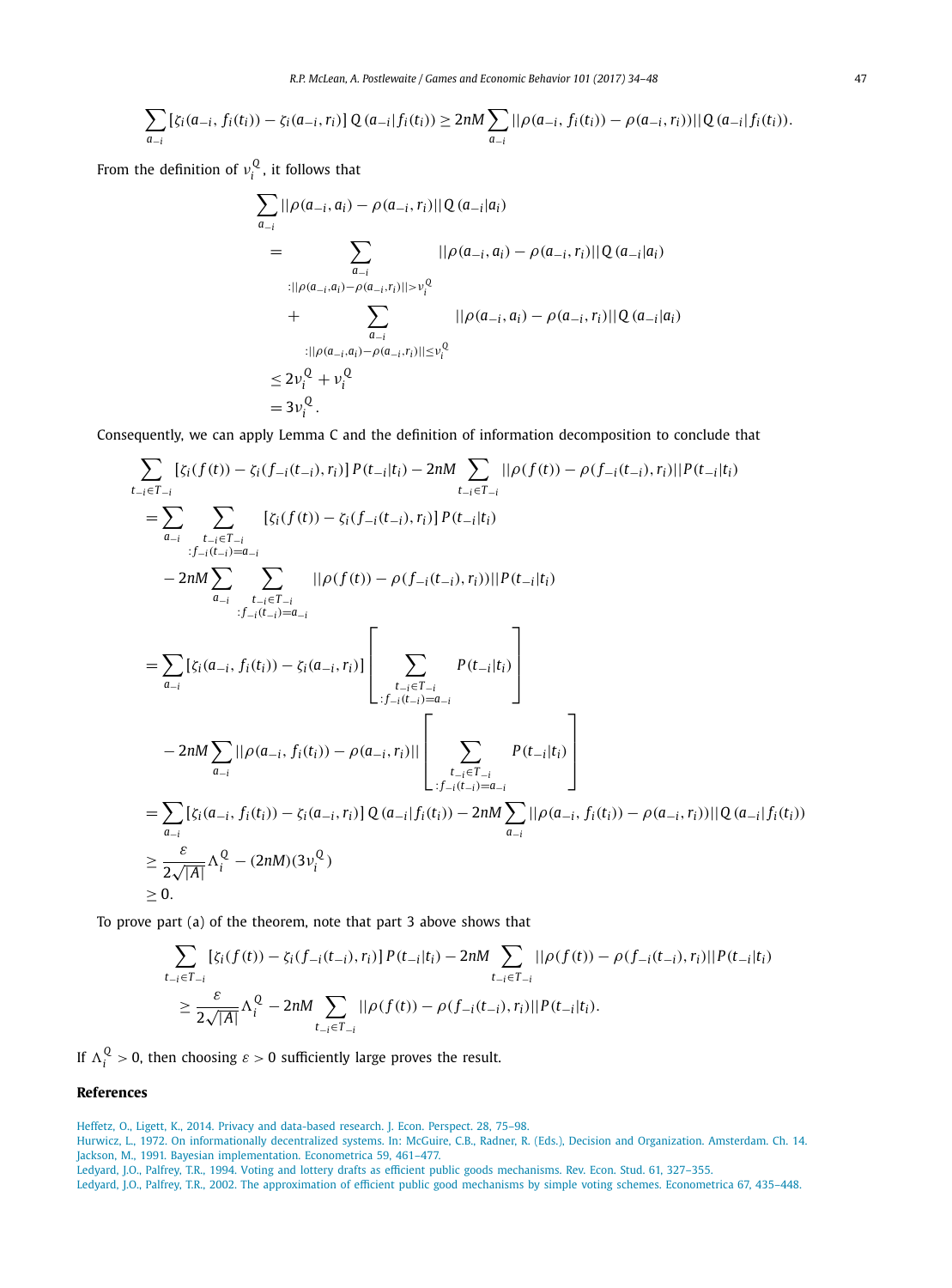$$\sum_{a_{-i}} [\zeta_i(a_{-i}, f_i(t_i)) - \zeta_i(a_{-i}, r_i)]\, Q\,(a_{-i}|f_i(t_i)) \geq 2nM \sum_{a_{-i}} ||\rho(a_{-i}, f_i(t_i)) - \rho(a_{-i}, r_i))||\, Q\,(a_{-i}|f_i(t_i)).$$

From the definition of $\nu_i^Q$, it follows that

$$\begin{aligned}
&\sum_{a_{-i}} ||\rho(a_{-i}, a_i) - \rho(a_{-i}, r_i)||\, Q\,(a_{-i}|a_i) \\
&= \sum_{\substack{a_{-i} \\ :||\rho(a_{-i},a_i)-\rho(a_{-i},r_i)||>\nu_i^Q}} ||\rho(a_{-i}, a_i) - \rho(a_{-i}, r_i)||\, Q\,(a_{-i}|a_i) \\
&\quad + \sum_{\substack{a_{-i} \\ :||\rho(a_{-i},a_i)-\rho(a_{-i},r_i)||\leq\nu_i^Q}} ||\rho(a_{-i}, a_i) - \rho(a_{-i}, r_i)||\, Q\,(a_{-i}|a_i) \\
&\leq 2\nu_i^Q + \nu_i^Q \\
&= 3\nu_i^Q.
\end{aligned}$$

Consequently, we can apply Lemma C and the definition of information decomposition to conclude that

$$\begin{aligned}
&\sum_{t_{-i}\in T_{-i}} [\zeta_i(f(t)) - \zeta_i(f_{-i}(t_{-i}), r_i)]\, P(t_{-i}|t_i) - 2nM \sum_{t_{-i}\in T_{-i}} ||\rho(f(t)) - \rho(f_{-i}(t_{-i}), r_i)||\, P(t_{-i}|t_i) \\
&= \sum_{a_{-i}} \sum_{\substack{t_{-i}\in T_{-i} \\ :f_{-i}(t_{-i})=a_{-i}}} [\zeta_i(f(t)) - \zeta_i(f_{-i}(t_{-i}), r_i)]\, P(t_{-i}|t_i) \\
&\quad - 2nM \sum_{a_{-i}} \sum_{\substack{t_{-i}\in T_{-i} \\ :f_{-i}(t_{-i})=a_{-i}}} ||\rho(f(t)) - \rho(f_{-i}(t_{-i}), r_i))||\, P(t_{-i}|t_i) \\
&= \sum_{a_{-i}} [\zeta_i(a_{-i}, f_i(t_i)) - \zeta_i(a_{-i}, r_i)] \left[ \sum_{\substack{t_{-i}\in T_{-i} \\ :f_{-i}(t_{-i})=a_{-i}}} P(t_{-i}|t_i) \right] \\
&\quad - 2nM \sum_{a_{-i}} ||\rho(a_{-i}, f_i(t_i)) - \rho(a_{-i}, r_i)|| \left[ \sum_{\substack{t_{-i}\in T_{-i} \\ :f_{-i}(t_{-i})=a_{-i}}} P(t_{-i}|t_i) \right] \\
&= \sum_{a_{-i}} [\zeta_i(a_{-i}, f_i(t_i)) - \zeta_i(a_{-i}, r_i)]\, Q\,(a_{-i}|f_i(t_i)) - 2nM \sum_{a_{-i}} ||\rho(a_{-i}, f_i(t_i)) - \rho(a_{-i}, r_i))||\, Q\,(a_{-i}|f_i(t_i)) \\
&\geq \frac{\varepsilon}{2\sqrt{|A|}} \Lambda_i^Q - (2nM)(3\nu_i^Q) \\
&\geq 0.
\end{aligned}$$

To prove part (a) of the theorem, note that part 3 above shows that

$$\begin{aligned}
&\sum_{t_{-i}\in T_{-i}} [\zeta_i(f(t)) - \zeta_i(f_{-i}(t_{-i}), r_i)]\, P(t_{-i}|t_i) - 2nM \sum_{t_{-i}\in T_{-i}} ||\rho(f(t)) - \rho(f_{-i}(t_{-i}), r_i)||\, P(t_{-i}|t_i) \\
&\quad \geq \frac{\varepsilon}{2\sqrt{|A|}} \Lambda_i^Q - 2nM \sum_{t_{-i}\in T_{-i}} ||\rho(f(t)) - \rho(f_{-i}(t_{-i}), r_i)||\, P(t_{-i}|t_i).
\end{aligned}$$

If $\Lambda_i^Q > 0$, then choosing $\varepsilon > 0$ sufficiently large proves the result.

## References

Heffetz, O., Ligett, K., 2014. Privacy and data-based research. J. Econ. Perspect. 28, 75–98.

Hurwicz, L., 1972. On informationally decentralized systems. In: McGuire, C.B., Radner, R. (Eds.), Decision and Organization. Amsterdam. Ch. 14.

Jackson, M., 1991. Bayesian implementation. Econometrica 59, 461–477.

Ledyard, J.O., Palfrey, T.R., 1994. Voting and lottery drafts as efficient public goods mechanisms. Rev. Econ. Stud. 61, 327–355.

Ledyard, J.O., Palfrey, T.R., 2002. The approximation of efficient public good mechanisms by simple voting schemes. Econometrica 67, 435–448.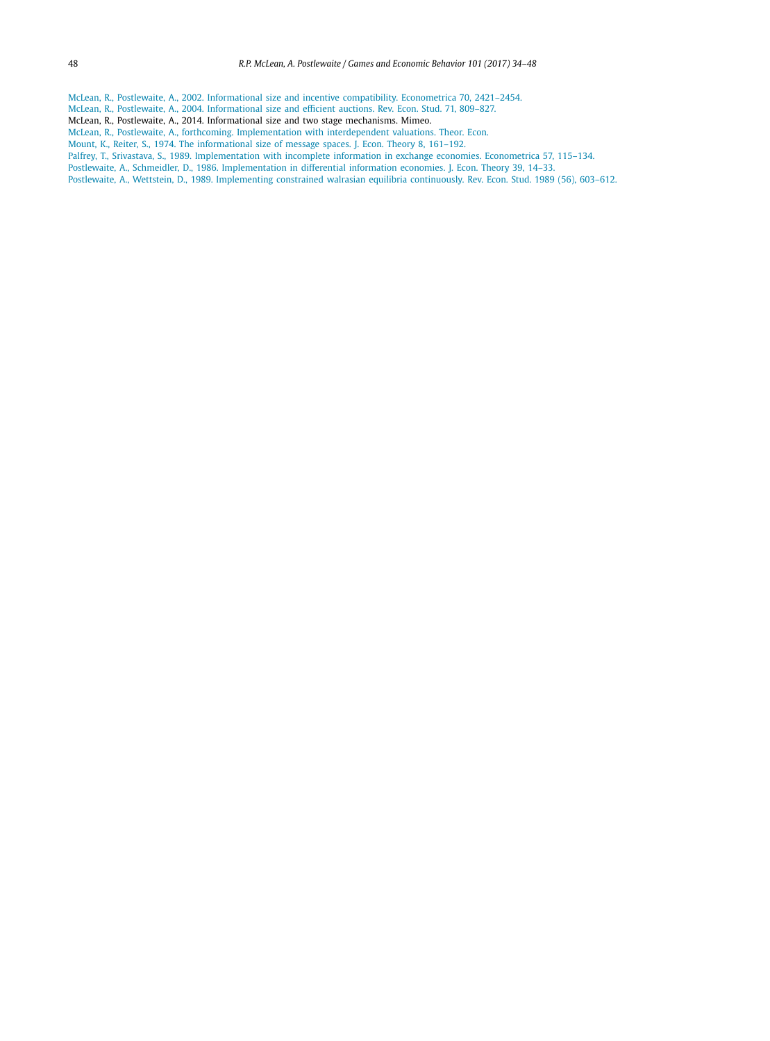McLean, R., Postlewaite, A., 2002. Informational size and incentive compatibility. Econometrica 70, 2421–2454.
McLean, R., Postlewaite, A., 2004. Informational size and efficient auctions. Rev. Econ. Stud. 71, 809–827.
McLean, R., Postlewaite, A., 2014. Informational size and two stage mechanisms. Mimeo.
McLean, R., Postlewaite, A., forthcoming. Implementation with interdependent valuations. Theor. Econ.
Mount, K., Reiter, S., 1974. The informational size of message spaces. J. Econ. Theory 8, 161–192.
Palfrey, T., Srivastava, S., 1989. Implementation with incomplete information in exchange economies. Econometrica 57, 115–134.
Postlewaite, A., Schmeidler, D., 1986. Implementation in differential information economies. J. Econ. Theory 39, 14–33.
Postlewaite, A., Wettstein, D., 1989. Implementing constrained walrasian equilibria continuously. Rev. Econ. Stud. 1989 (56), 603–612.